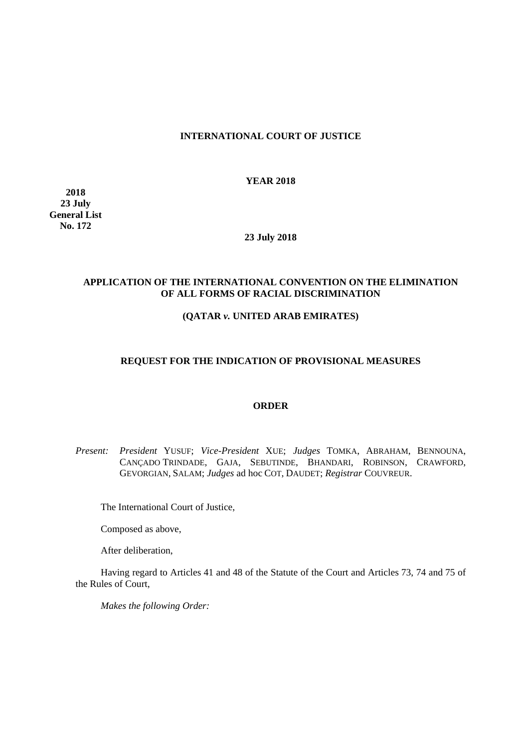**INTERNATIONAL COURT OF JUSTICE**

**YEAR 2018**

**2018**
**23 July**
**General List**
**No. 172**

**23 July 2018**

**APPLICATION OF THE INTERNATIONAL CONVENTION ON THE ELIMINATION OF ALL FORMS OF RACIAL DISCRIMINATION**

**(QATAR *v.* UNITED ARAB EMIRATES)**

**REQUEST FOR THE INDICATION OF PROVISIONAL MEASURES**

**ORDER**

*Present:* *President* YUSUF; *Vice-President* XUE; *Judges* TOMKA, ABRAHAM, BENNOUNA, CANÇADO TRINDADE, GAJA, SEBUTINDE, BHANDARI, ROBINSON, CRAWFORD, GEVORGIAN, SALAM; *Judges* ad hoc COT, DAUDET; *Registrar* COUVREUR.

The International Court of Justice,

Composed as above,

After deliberation,

Having regard to Articles 41 and 48 of the Statute of the Court and Articles 73, 74 and 75 of the Rules of Court,

*Makes the following Order:*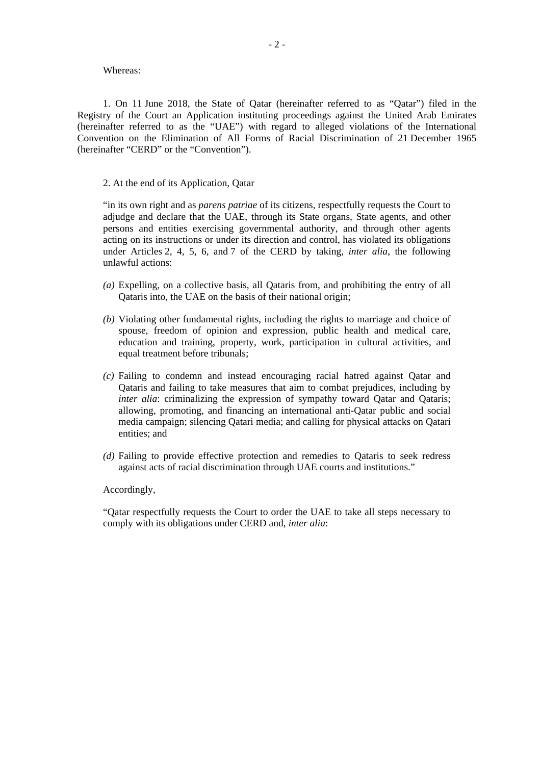Whereas:

1. On 11 June 2018, the State of Qatar (hereinafter referred to as "Qatar") filed in the Registry of the Court an Application instituting proceedings against the United Arab Emirates (hereinafter referred to as the "UAE") with regard to alleged violations of the International Convention on the Elimination of All Forms of Racial Discrimination of 21 December 1965 (hereinafter "CERD" or the "Convention").

2. At the end of its Application, Qatar

> "in its own right and as *parens patriae* of its citizens, respectfully requests the Court to adjudge and declare that the UAE, through its State organs, State agents, and other persons and entities exercising governmental authority, and through other agents acting on its instructions or under its direction and control, has violated its obligations under Articles 2, 4, 5, 6, and 7 of the CERD by taking, *inter alia*, the following unlawful actions:
>
> *(a)* Expelling, on a collective basis, all Qataris from, and prohibiting the entry of all Qataris into, the UAE on the basis of their national origin;
>
> *(b)* Violating other fundamental rights, including the rights to marriage and choice of spouse, freedom of opinion and expression, public health and medical care, education and training, property, work, participation in cultural activities, and equal treatment before tribunals;
>
> *(c)* Failing to condemn and instead encouraging racial hatred against Qatar and Qataris and failing to take measures that aim to combat prejudices, including by *inter alia*: criminalizing the expression of sympathy toward Qatar and Qataris; allowing, promoting, and financing an international anti-Qatar public and social media campaign; silencing Qatari media; and calling for physical attacks on Qatari entities; and
>
> *(d)* Failing to provide effective protection and remedies to Qataris to seek redress against acts of racial discrimination through UAE courts and institutions."
>
> Accordingly,
>
> "Qatar respectfully requests the Court to order the UAE to take all steps necessary to comply with its obligations under CERD and, *inter alia*: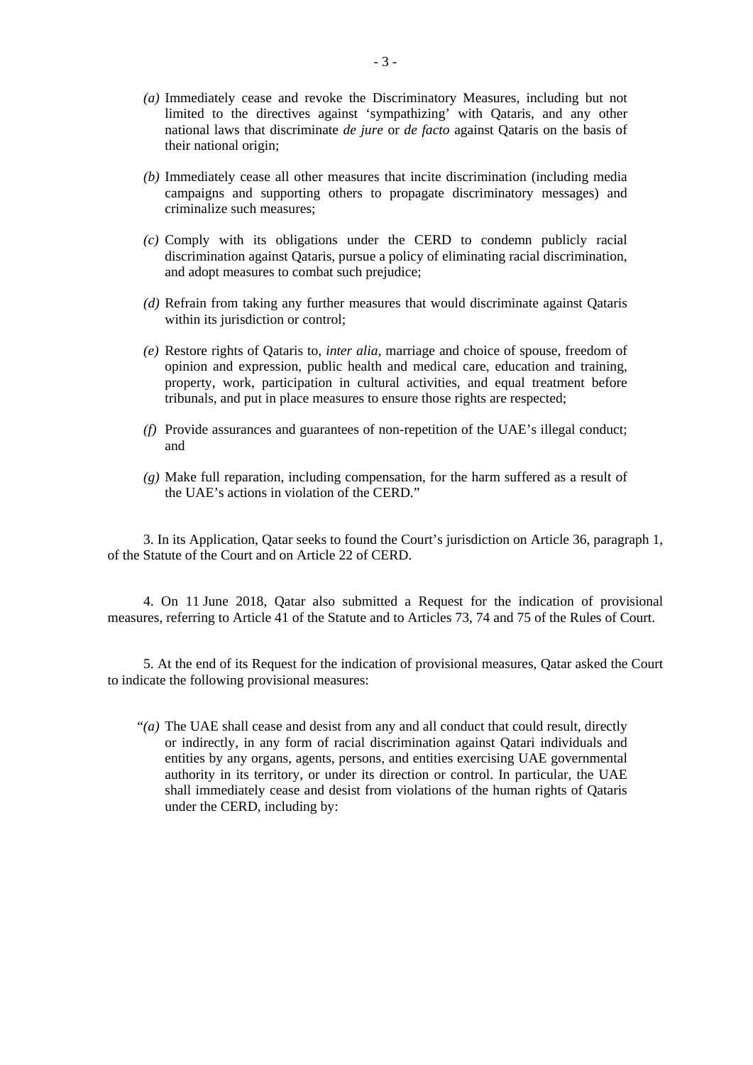*(a)* Immediately cease and revoke the Discriminatory Measures, including but not limited to the directives against 'sympathizing' with Qataris, and any other national laws that discriminate *de jure* or *de facto* against Qataris on the basis of their national origin;

*(b)* Immediately cease all other measures that incite discrimination (including media campaigns and supporting others to propagate discriminatory messages) and criminalize such measures;

*(c)* Comply with its obligations under the CERD to condemn publicly racial discrimination against Qataris, pursue a policy of eliminating racial discrimination, and adopt measures to combat such prejudice;

*(d)* Refrain from taking any further measures that would discriminate against Qataris within its jurisdiction or control;

*(e)* Restore rights of Qataris to, *inter alia*, marriage and choice of spouse, freedom of opinion and expression, public health and medical care, education and training, property, work, participation in cultural activities, and equal treatment before tribunals, and put in place measures to ensure those rights are respected;

*(f)* Provide assurances and guarantees of non-repetition of the UAE's illegal conduct; and

*(g)* Make full reparation, including compensation, for the harm suffered as a result of the UAE's actions in violation of the CERD."

3. In its Application, Qatar seeks to found the Court's jurisdiction on Article 36, paragraph 1, of the Statute of the Court and on Article 22 of CERD.

4. On 11 June 2018, Qatar also submitted a Request for the indication of provisional measures, referring to Article 41 of the Statute and to Articles 73, 74 and 75 of the Rules of Court.

5. At the end of its Request for the indication of provisional measures, Qatar asked the Court to indicate the following provisional measures:

"*(a)* The UAE shall cease and desist from any and all conduct that could result, directly or indirectly, in any form of racial discrimination against Qatari individuals and entities by any organs, agents, persons, and entities exercising UAE governmental authority in its territory, or under its direction or control. In particular, the UAE shall immediately cease and desist from violations of the human rights of Qataris under the CERD, including by: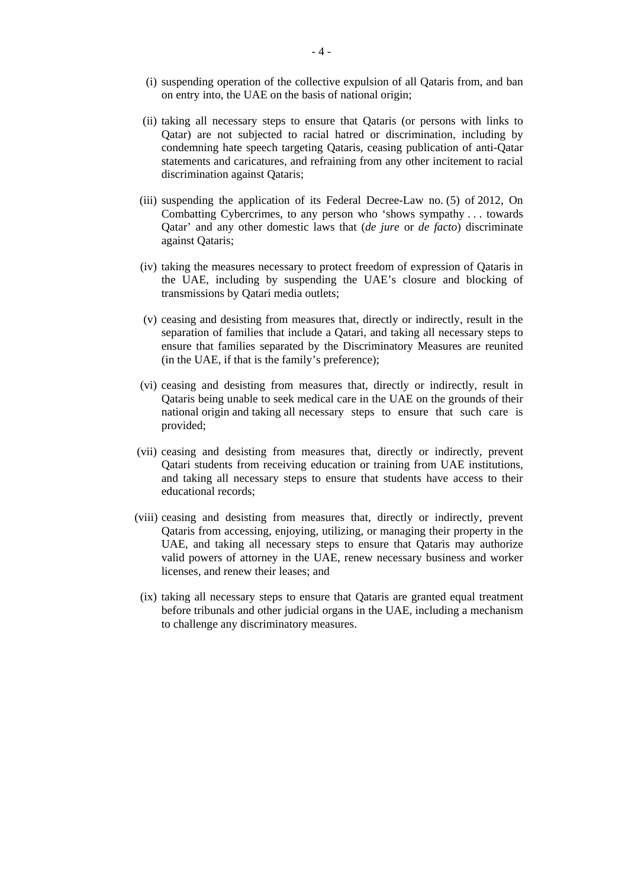(i) suspending operation of the collective expulsion of all Qataris from, and ban on entry into, the UAE on the basis of national origin;

(ii) taking all necessary steps to ensure that Qataris (or persons with links to Qatar) are not subjected to racial hatred or discrimination, including by condemning hate speech targeting Qataris, ceasing publication of anti-Qatar statements and caricatures, and refraining from any other incitement to racial discrimination against Qataris;

(iii) suspending the application of its Federal Decree-Law no. (5) of 2012, On Combatting Cybercrimes, to any person who 'shows sympathy . . . towards Qatar' and any other domestic laws that (*de jure* or *de facto*) discriminate against Qataris;

(iv) taking the measures necessary to protect freedom of expression of Qataris in the UAE, including by suspending the UAE's closure and blocking of transmissions by Qatari media outlets;

(v) ceasing and desisting from measures that, directly or indirectly, result in the separation of families that include a Qatari, and taking all necessary steps to ensure that families separated by the Discriminatory Measures are reunited (in the UAE, if that is the family's preference);

(vi) ceasing and desisting from measures that, directly or indirectly, result in Qataris being unable to seek medical care in the UAE on the grounds of their national origin and taking all necessary steps to ensure that such care is provided;

(vii) ceasing and desisting from measures that, directly or indirectly, prevent Qatari students from receiving education or training from UAE institutions, and taking all necessary steps to ensure that students have access to their educational records;

(viii) ceasing and desisting from measures that, directly or indirectly, prevent Qataris from accessing, enjoying, utilizing, or managing their property in the UAE, and taking all necessary steps to ensure that Qataris may authorize valid powers of attorney in the UAE, renew necessary business and worker licenses, and renew their leases; and

(ix) taking all necessary steps to ensure that Qataris are granted equal treatment before tribunals and other judicial organs in the UAE, including a mechanism to challenge any discriminatory measures.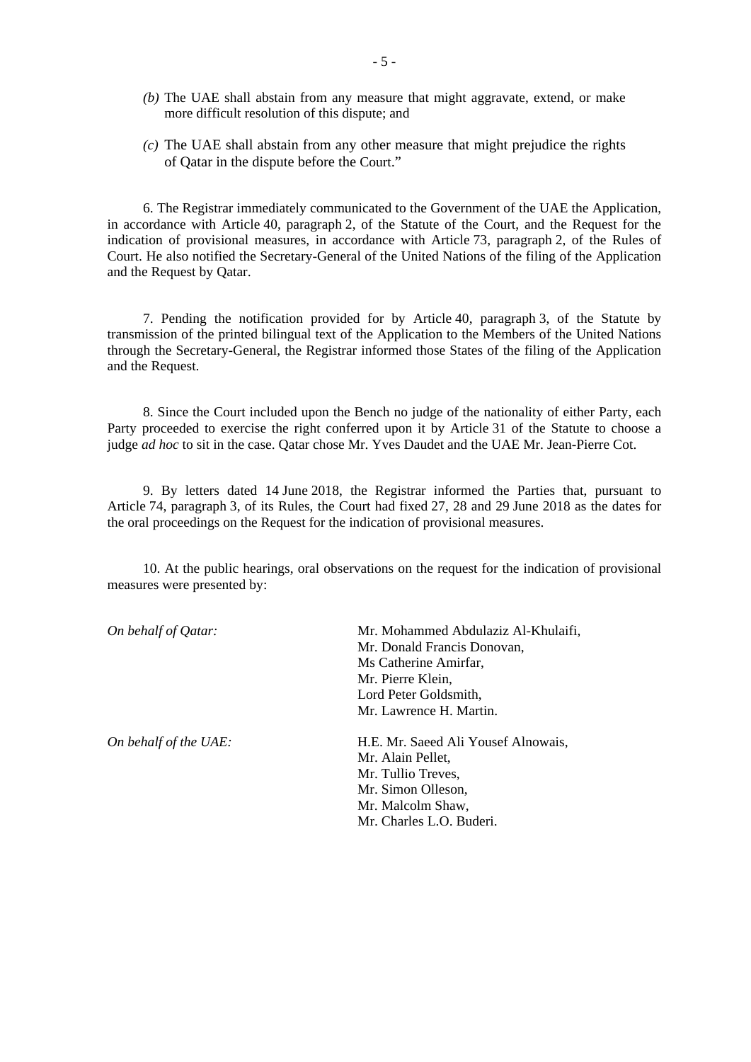*(b)* The UAE shall abstain from any measure that might aggravate, extend, or make more difficult resolution of this dispute; and

*(c)* The UAE shall abstain from any other measure that might prejudice the rights of Qatar in the dispute before the Court."

6. The Registrar immediately communicated to the Government of the UAE the Application, in accordance with Article 40, paragraph 2, of the Statute of the Court, and the Request for the indication of provisional measures, in accordance with Article 73, paragraph 2, of the Rules of Court. He also notified the Secretary-General of the United Nations of the filing of the Application and the Request by Qatar.

7. Pending the notification provided for by Article 40, paragraph 3, of the Statute by transmission of the printed bilingual text of the Application to the Members of the United Nations through the Secretary-General, the Registrar informed those States of the filing of the Application and the Request.

8. Since the Court included upon the Bench no judge of the nationality of either Party, each Party proceeded to exercise the right conferred upon it by Article 31 of the Statute to choose a judge *ad hoc* to sit in the case. Qatar chose Mr. Yves Daudet and the UAE Mr. Jean-Pierre Cot.

9. By letters dated 14 June 2018, the Registrar informed the Parties that, pursuant to Article 74, paragraph 3, of its Rules, the Court had fixed 27, 28 and 29 June 2018 as the dates for the oral proceedings on the Request for the indication of provisional measures.

10. At the public hearings, oral observations on the request for the indication of provisional measures were presented by:

*On behalf of Qatar:*

Mr. Mohammed Abdulaziz Al-Khulaifi,
Mr. Donald Francis Donovan,
Ms Catherine Amirfar,
Mr. Pierre Klein,
Lord Peter Goldsmith,
Mr. Lawrence H. Martin.

*On behalf of the UAE:*

H.E. Mr. Saeed Ali Yousef Alnowais,
Mr. Alain Pellet,
Mr. Tullio Treves,
Mr. Simon Olleson,
Mr. Malcolm Shaw,
Mr. Charles L.O. Buderi.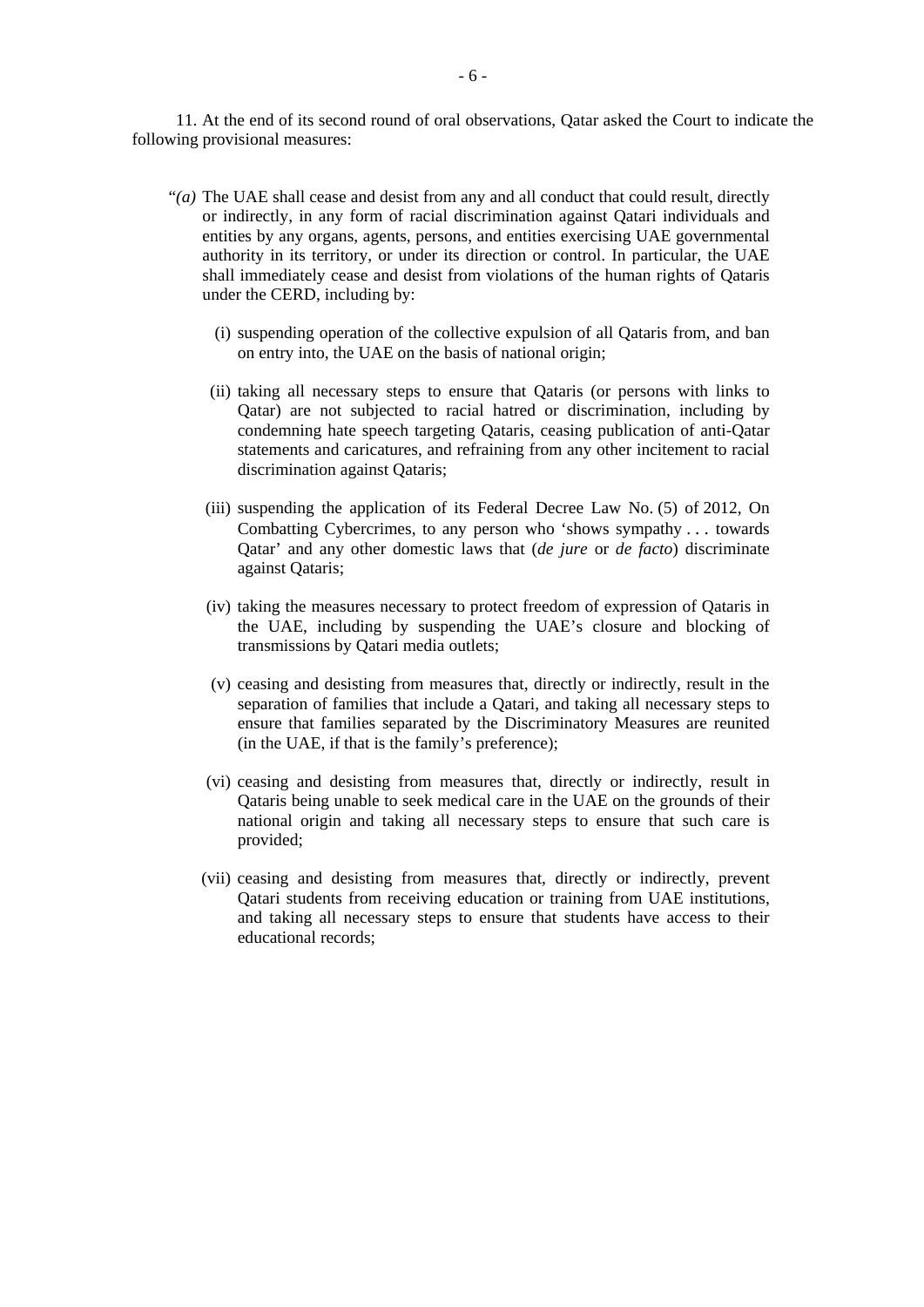11. At the end of its second round of oral observations, Qatar asked the Court to indicate the following provisional measures:

"*(a)* The UAE shall cease and desist from any and all conduct that could result, directly or indirectly, in any form of racial discrimination against Qatari individuals and entities by any organs, agents, persons, and entities exercising UAE governmental authority in its territory, or under its direction or control. In particular, the UAE shall immediately cease and desist from violations of the human rights of Qataris under the CERD, including by:

(i) suspending operation of the collective expulsion of all Qataris from, and ban on entry into, the UAE on the basis of national origin;

(ii) taking all necessary steps to ensure that Qataris (or persons with links to Qatar) are not subjected to racial hatred or discrimination, including by condemning hate speech targeting Qataris, ceasing publication of anti-Qatar statements and caricatures, and refraining from any other incitement to racial discrimination against Qataris;

(iii) suspending the application of its Federal Decree Law No. (5) of 2012, On Combatting Cybercrimes, to any person who 'shows sympathy . . . towards Qatar' and any other domestic laws that (*de jure* or *de facto*) discriminate against Qataris;

(iv) taking the measures necessary to protect freedom of expression of Qataris in the UAE, including by suspending the UAE's closure and blocking of transmissions by Qatari media outlets;

(v) ceasing and desisting from measures that, directly or indirectly, result in the separation of families that include a Qatari, and taking all necessary steps to ensure that families separated by the Discriminatory Measures are reunited (in the UAE, if that is the family's preference);

(vi) ceasing and desisting from measures that, directly or indirectly, result in Qataris being unable to seek medical care in the UAE on the grounds of their national origin and taking all necessary steps to ensure that such care is provided;

(vii) ceasing and desisting from measures that, directly or indirectly, prevent Qatari students from receiving education or training from UAE institutions, and taking all necessary steps to ensure that students have access to their educational records;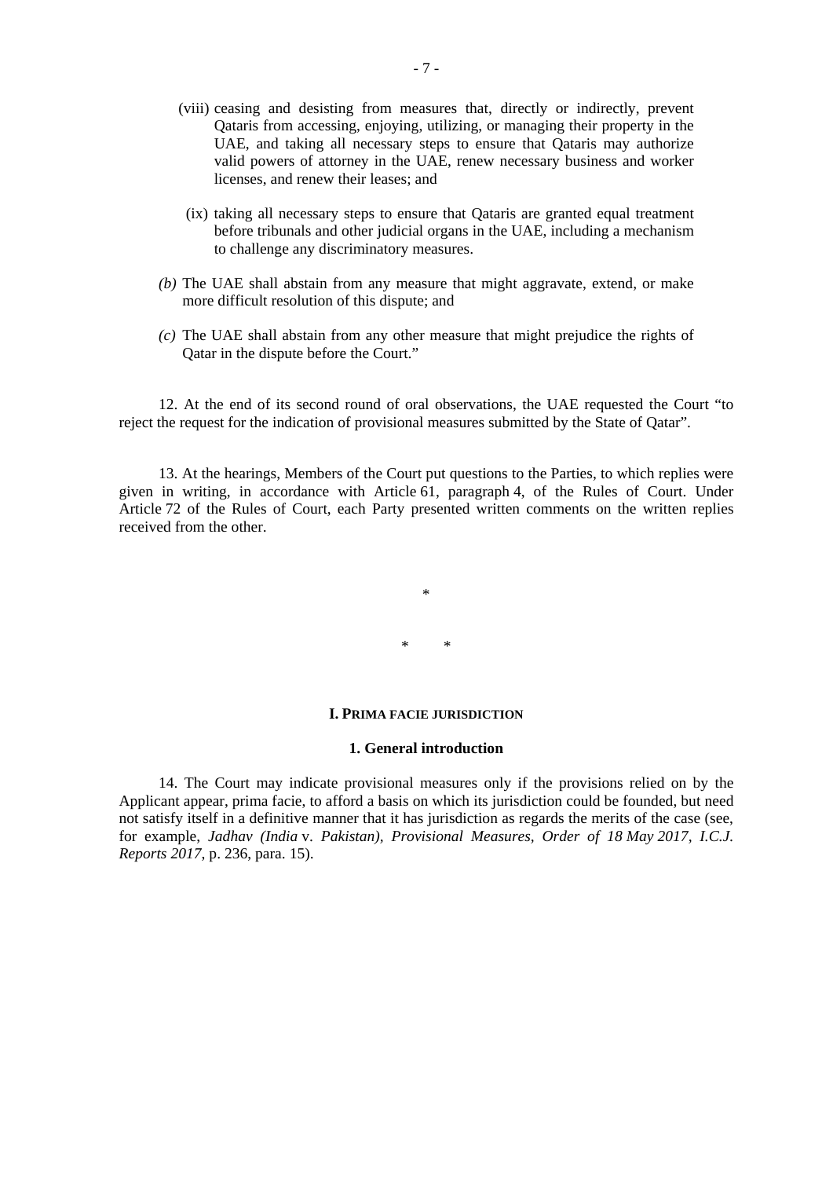(viii) ceasing and desisting from measures that, directly or indirectly, prevent Qataris from accessing, enjoying, utilizing, or managing their property in the UAE, and taking all necessary steps to ensure that Qataris may authorize valid powers of attorney in the UAE, renew necessary business and worker licenses, and renew their leases; and

(ix) taking all necessary steps to ensure that Qataris are granted equal treatment before tribunals and other judicial organs in the UAE, including a mechanism to challenge any discriminatory measures.

*(b)* The UAE shall abstain from any measure that might aggravate, extend, or make more difficult resolution of this dispute; and

*(c)* The UAE shall abstain from any other measure that might prejudice the rights of Qatar in the dispute before the Court."

12. At the end of its second round of oral observations, the UAE requested the Court "to reject the request for the indication of provisional measures submitted by the State of Qatar".

13. At the hearings, Members of the Court put questions to the Parties, to which replies were given in writing, in accordance with Article 61, paragraph 4, of the Rules of Court. Under Article 72 of the Rules of Court, each Party presented written comments on the written replies received from the other.

\*

\*    \*

## I. PRIMA FACIE JURISDICTION

### 1. General introduction

14. The Court may indicate provisional measures only if the provisions relied on by the Applicant appear, prima facie, to afford a basis on which its jurisdiction could be founded, but need not satisfy itself in a definitive manner that it has jurisdiction as regards the merits of the case (see, for example, *Jadhav (India* v. *Pakistan), Provisional Measures, Order of 18 May 2017, I.C.J. Reports 2017*, p. 236, para. 15).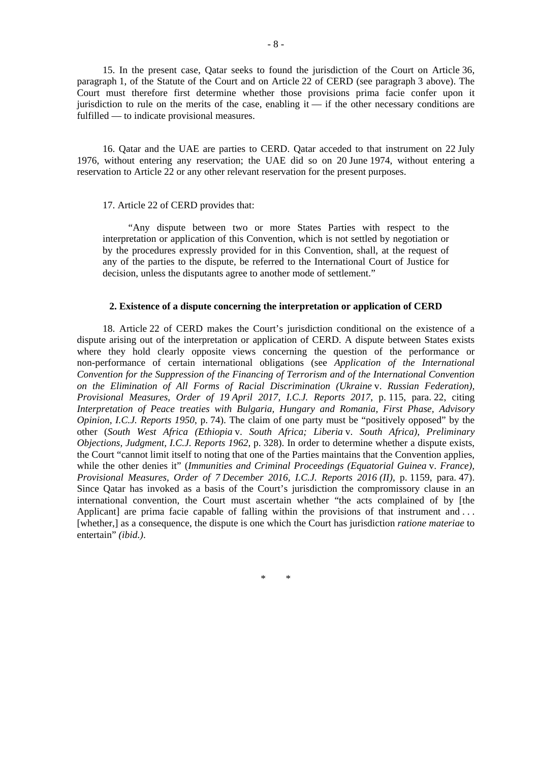15. In the present case, Qatar seeks to found the jurisdiction of the Court on Article 36, paragraph 1, of the Statute of the Court and on Article 22 of CERD (see paragraph 3 above). The Court must therefore first determine whether those provisions prima facie confer upon it jurisdiction to rule on the merits of the case, enabling it — if the other necessary conditions are fulfilled — to indicate provisional measures.

16. Qatar and the UAE are parties to CERD. Qatar acceded to that instrument on 22 July 1976, without entering any reservation; the UAE did so on 20 June 1974, without entering a reservation to Article 22 or any other relevant reservation for the present purposes.

17. Article 22 of CERD provides that:

> "Any dispute between two or more States Parties with respect to the interpretation or application of this Convention, which is not settled by negotiation or by the procedures expressly provided for in this Convention, shall, at the request of any of the parties to the dispute, be referred to the International Court of Justice for decision, unless the disputants agree to another mode of settlement."

**2. Existence of a dispute concerning the interpretation or application of CERD**

18. Article 22 of CERD makes the Court's jurisdiction conditional on the existence of a dispute arising out of the interpretation or application of CERD. A dispute between States exists where they hold clearly opposite views concerning the question of the performance or non-performance of certain international obligations (see *Application of the International Convention for the Suppression of the Financing of Terrorism and of the International Convention on the Elimination of All Forms of Racial Discrimination (Ukraine* v. *Russian Federation), Provisional Measures, Order of 19 April 2017, I.C.J. Reports 2017*, p. 115, para. 22, citing *Interpretation of Peace treaties with Bulgaria, Hungary and Romania, First Phase, Advisory Opinion, I.C.J. Reports 1950*, p. 74). The claim of one party must be "positively opposed" by the other (*South West Africa (Ethiopia* v. *South Africa; Liberia* v. *South Africa), Preliminary Objections, Judgment, I.C.J. Reports 1962*, p. 328). In order to determine whether a dispute exists, the Court "cannot limit itself to noting that one of the Parties maintains that the Convention applies, while the other denies it" (*Immunities and Criminal Proceedings (Equatorial Guinea* v. *France), Provisional Measures, Order of 7 December 2016, I.C.J. Reports 2016 (II)*, p. 1159, para. 47). Since Qatar has invoked as a basis of the Court's jurisdiction the compromissory clause in an international convention, the Court must ascertain whether "the acts complained of by [the Applicant] are prima facie capable of falling within the provisions of that instrument and . . . [whether,] as a consequence, the dispute is one which the Court has jurisdiction *ratione materiae* to entertain" *(ibid.)*.

\* \*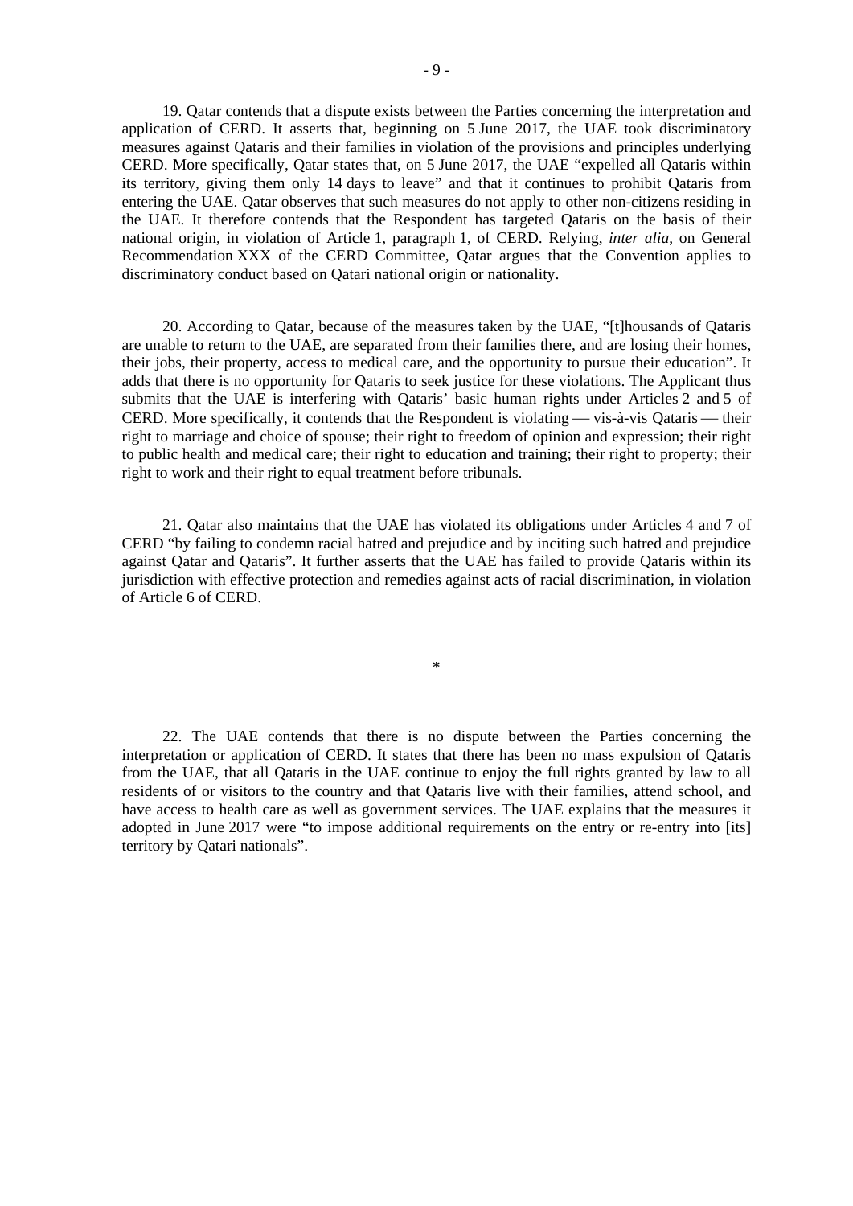19. Qatar contends that a dispute exists between the Parties concerning the interpretation and application of CERD. It asserts that, beginning on 5 June 2017, the UAE took discriminatory measures against Qataris and their families in violation of the provisions and principles underlying CERD. More specifically, Qatar states that, on 5 June 2017, the UAE "expelled all Qataris within its territory, giving them only 14 days to leave" and that it continues to prohibit Qataris from entering the UAE. Qatar observes that such measures do not apply to other non-citizens residing in the UAE. It therefore contends that the Respondent has targeted Qataris on the basis of their national origin, in violation of Article 1, paragraph 1, of CERD. Relying, *inter alia*, on General Recommendation XXX of the CERD Committee, Qatar argues that the Convention applies to discriminatory conduct based on Qatari national origin or nationality.

20. According to Qatar, because of the measures taken by the UAE, "[t]housands of Qataris are unable to return to the UAE, are separated from their families there, and are losing their homes, their jobs, their property, access to medical care, and the opportunity to pursue their education". It adds that there is no opportunity for Qataris to seek justice for these violations. The Applicant thus submits that the UAE is interfering with Qataris' basic human rights under Articles 2 and 5 of CERD. More specifically, it contends that the Respondent is violating — vis-à-vis Qataris — their right to marriage and choice of spouse; their right to freedom of opinion and expression; their right to public health and medical care; their right to education and training; their right to property; their right to work and their right to equal treatment before tribunals.

21. Qatar also maintains that the UAE has violated its obligations under Articles 4 and 7 of CERD "by failing to condemn racial hatred and prejudice and by inciting such hatred and prejudice against Qatar and Qataris". It further asserts that the UAE has failed to provide Qataris within its jurisdiction with effective protection and remedies against acts of racial discrimination, in violation of Article 6 of CERD.

*

22. The UAE contends that there is no dispute between the Parties concerning the interpretation or application of CERD. It states that there has been no mass expulsion of Qataris from the UAE, that all Qataris in the UAE continue to enjoy the full rights granted by law to all residents of or visitors to the country and that Qataris live with their families, attend school, and have access to health care as well as government services. The UAE explains that the measures it adopted in June 2017 were "to impose additional requirements on the entry or re-entry into [its] territory by Qatari nationals".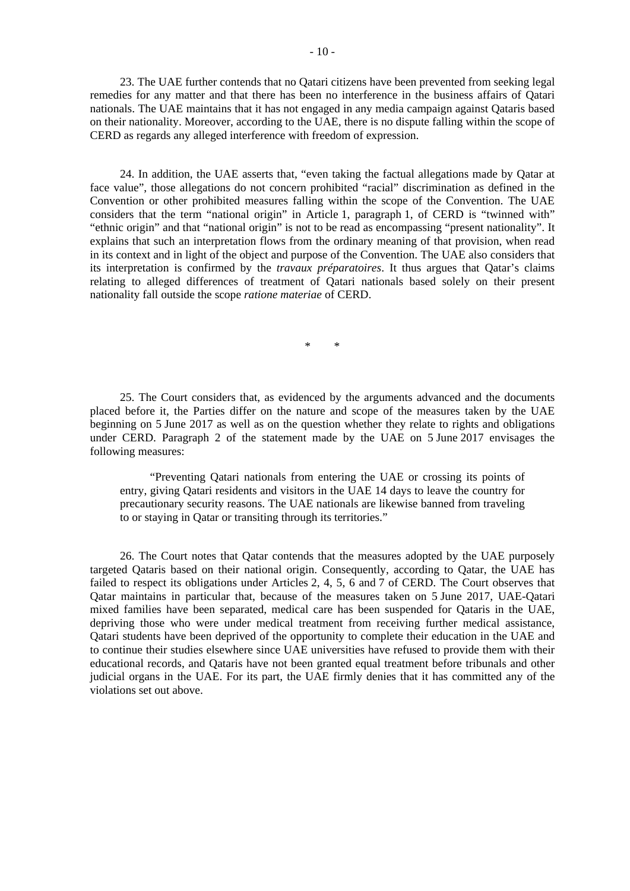23. The UAE further contends that no Qatari citizens have been prevented from seeking legal remedies for any matter and that there has been no interference in the business affairs of Qatari nationals. The UAE maintains that it has not engaged in any media campaign against Qataris based on their nationality. Moreover, according to the UAE, there is no dispute falling within the scope of CERD as regards any alleged interference with freedom of expression.

24. In addition, the UAE asserts that, "even taking the factual allegations made by Qatar at face value", those allegations do not concern prohibited "racial" discrimination as defined in the Convention or other prohibited measures falling within the scope of the Convention. The UAE considers that the term "national origin" in Article 1, paragraph 1, of CERD is "twinned with" "ethnic origin" and that "national origin" is not to be read as encompassing "present nationality". It explains that such an interpretation flows from the ordinary meaning of that provision, when read in its context and in light of the object and purpose of the Convention. The UAE also considers that its interpretation is confirmed by the *travaux préparatoires*. It thus argues that Qatar's claims relating to alleged differences of treatment of Qatari nationals based solely on their present nationality fall outside the scope *ratione materiae* of CERD.

\* \*

25. The Court considers that, as evidenced by the arguments advanced and the documents placed before it, the Parties differ on the nature and scope of the measures taken by the UAE beginning on 5 June 2017 as well as on the question whether they relate to rights and obligations under CERD. Paragraph 2 of the statement made by the UAE on 5 June 2017 envisages the following measures:

> "Preventing Qatari nationals from entering the UAE or crossing its points of entry, giving Qatari residents and visitors in the UAE 14 days to leave the country for precautionary security reasons. The UAE nationals are likewise banned from traveling to or staying in Qatar or transiting through its territories."

26. The Court notes that Qatar contends that the measures adopted by the UAE purposely targeted Qataris based on their national origin. Consequently, according to Qatar, the UAE has failed to respect its obligations under Articles 2, 4, 5, 6 and 7 of CERD. The Court observes that Qatar maintains in particular that, because of the measures taken on 5 June 2017, UAE-Qatari mixed families have been separated, medical care has been suspended for Qataris in the UAE, depriving those who were under medical treatment from receiving further medical assistance, Qatari students have been deprived of the opportunity to complete their education in the UAE and to continue their studies elsewhere since UAE universities have refused to provide them with their educational records, and Qataris have not been granted equal treatment before tribunals and other judicial organs in the UAE. For its part, the UAE firmly denies that it has committed any of the violations set out above.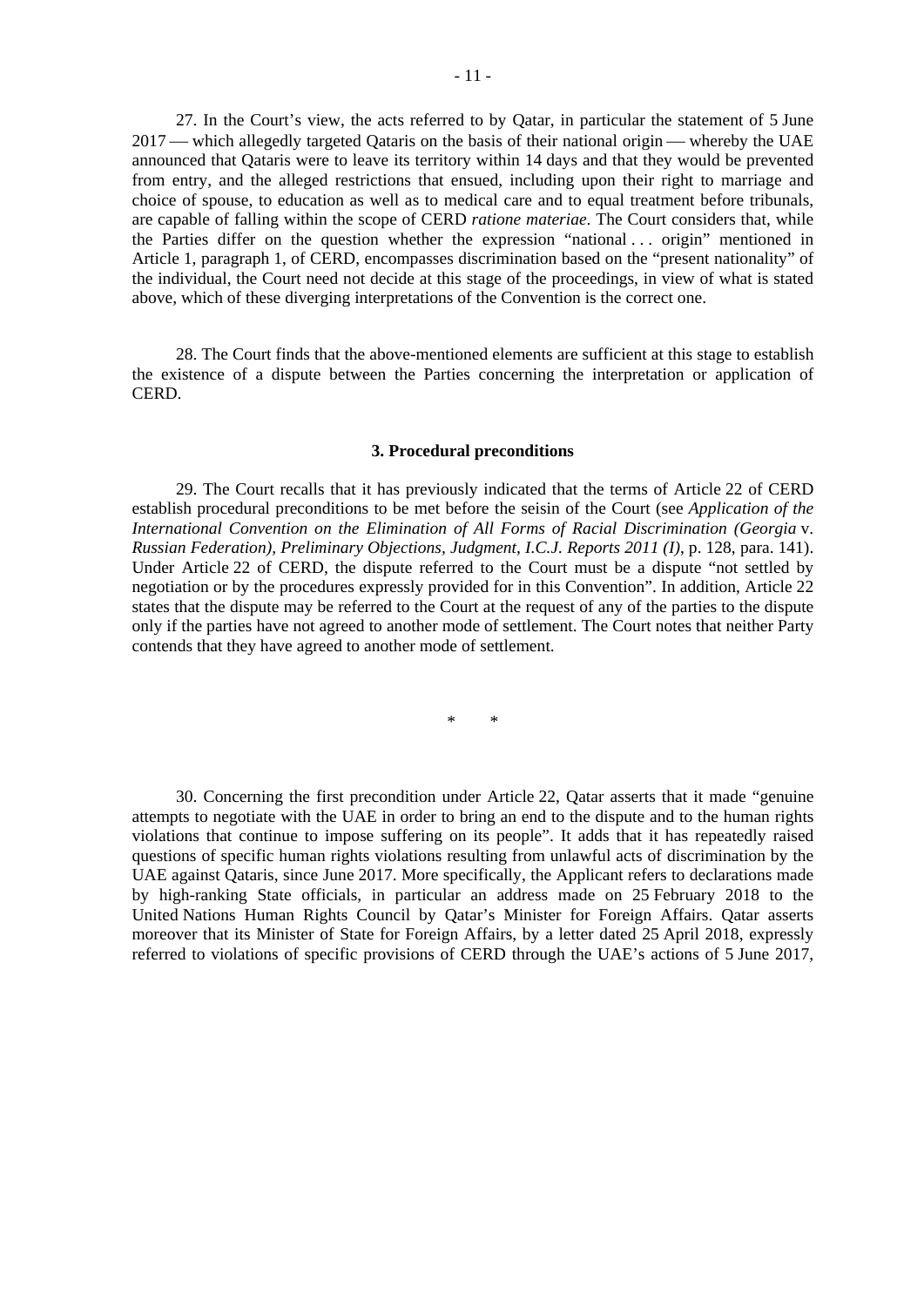27. In the Court's view, the acts referred to by Qatar, in particular the statement of 5 June 2017 — which allegedly targeted Qataris on the basis of their national origin — whereby the UAE announced that Qataris were to leave its territory within 14 days and that they would be prevented from entry, and the alleged restrictions that ensued, including upon their right to marriage and choice of spouse, to education as well as to medical care and to equal treatment before tribunals, are capable of falling within the scope of CERD *ratione materiae*. The Court considers that, while the Parties differ on the question whether the expression "national . . . origin" mentioned in Article 1, paragraph 1, of CERD, encompasses discrimination based on the "present nationality" of the individual, the Court need not decide at this stage of the proceedings, in view of what is stated above, which of these diverging interpretations of the Convention is the correct one.

28. The Court finds that the above-mentioned elements are sufficient at this stage to establish the existence of a dispute between the Parties concerning the interpretation or application of CERD.

### 3. Procedural preconditions

29. The Court recalls that it has previously indicated that the terms of Article 22 of CERD establish procedural preconditions to be met before the seisin of the Court (see *Application of the International Convention on the Elimination of All Forms of Racial Discrimination (Georgia* v. *Russian Federation), Preliminary Objections, Judgment, I.C.J. Reports 2011 (I)*, p. 128, para. 141). Under Article 22 of CERD, the dispute referred to the Court must be a dispute "not settled by negotiation or by the procedures expressly provided for in this Convention". In addition, Article 22 states that the dispute may be referred to the Court at the request of any of the parties to the dispute only if the parties have not agreed to another mode of settlement. The Court notes that neither Party contends that they have agreed to another mode of settlement.

\* \*

30. Concerning the first precondition under Article 22, Qatar asserts that it made "genuine attempts to negotiate with the UAE in order to bring an end to the dispute and to the human rights violations that continue to impose suffering on its people". It adds that it has repeatedly raised questions of specific human rights violations resulting from unlawful acts of discrimination by the UAE against Qataris, since June 2017. More specifically, the Applicant refers to declarations made by high-ranking State officials, in particular an address made on 25 February 2018 to the United Nations Human Rights Council by Qatar's Minister for Foreign Affairs. Qatar asserts moreover that its Minister of State for Foreign Affairs, by a letter dated 25 April 2018, expressly referred to violations of specific provisions of CERD through the UAE's actions of 5 June 2017,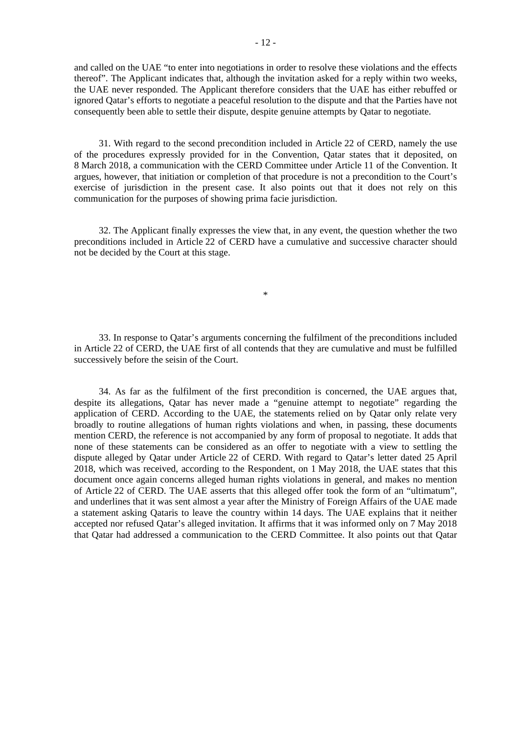and called on the UAE "to enter into negotiations in order to resolve these violations and the effects thereof". The Applicant indicates that, although the invitation asked for a reply within two weeks, the UAE never responded. The Applicant therefore considers that the UAE has either rebuffed or ignored Qatar's efforts to negotiate a peaceful resolution to the dispute and that the Parties have not consequently been able to settle their dispute, despite genuine attempts by Qatar to negotiate.

31. With regard to the second precondition included in Article 22 of CERD, namely the use of the procedures expressly provided for in the Convention, Qatar states that it deposited, on 8 March 2018, a communication with the CERD Committee under Article 11 of the Convention. It argues, however, that initiation or completion of that procedure is not a precondition to the Court's exercise of jurisdiction in the present case. It also points out that it does not rely on this communication for the purposes of showing prima facie jurisdiction.

32. The Applicant finally expresses the view that, in any event, the question whether the two preconditions included in Article 22 of CERD have a cumulative and successive character should not be decided by the Court at this stage.

*

33. In response to Qatar's arguments concerning the fulfilment of the preconditions included in Article 22 of CERD, the UAE first of all contends that they are cumulative and must be fulfilled successively before the seisin of the Court.

34. As far as the fulfilment of the first precondition is concerned, the UAE argues that, despite its allegations, Qatar has never made a "genuine attempt to negotiate" regarding the application of CERD. According to the UAE, the statements relied on by Qatar only relate very broadly to routine allegations of human rights violations and when, in passing, these documents mention CERD, the reference is not accompanied by any form of proposal to negotiate. It adds that none of these statements can be considered as an offer to negotiate with a view to settling the dispute alleged by Qatar under Article 22 of CERD. With regard to Qatar's letter dated 25 April 2018, which was received, according to the Respondent, on 1 May 2018, the UAE states that this document once again concerns alleged human rights violations in general, and makes no mention of Article 22 of CERD. The UAE asserts that this alleged offer took the form of an "ultimatum", and underlines that it was sent almost a year after the Ministry of Foreign Affairs of the UAE made a statement asking Qataris to leave the country within 14 days. The UAE explains that it neither accepted nor refused Qatar's alleged invitation. It affirms that it was informed only on 7 May 2018 that Qatar had addressed a communication to the CERD Committee. It also points out that Qatar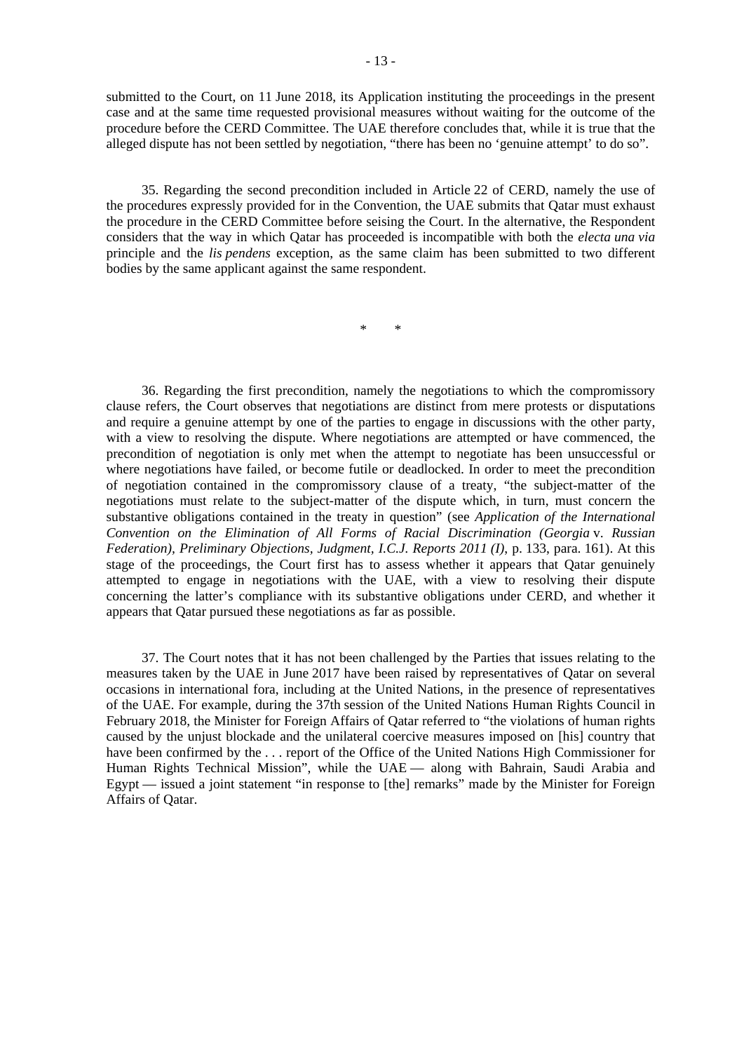submitted to the Court, on 11 June 2018, its Application instituting the proceedings in the present case and at the same time requested provisional measures without waiting for the outcome of the procedure before the CERD Committee. The UAE therefore concludes that, while it is true that the alleged dispute has not been settled by negotiation, "there has been no 'genuine attempt' to do so".

35. Regarding the second precondition included in Article 22 of CERD, namely the use of the procedures expressly provided for in the Convention, the UAE submits that Qatar must exhaust the procedure in the CERD Committee before seising the Court. In the alternative, the Respondent considers that the way in which Qatar has proceeded is incompatible with both the *electa una via* principle and the *lis pendens* exception, as the same claim has been submitted to two different bodies by the same applicant against the same respondent.

\* \*

36. Regarding the first precondition, namely the negotiations to which the compromissory clause refers, the Court observes that negotiations are distinct from mere protests or disputations and require a genuine attempt by one of the parties to engage in discussions with the other party, with a view to resolving the dispute. Where negotiations are attempted or have commenced, the precondition of negotiation is only met when the attempt to negotiate has been unsuccessful or where negotiations have failed, or become futile or deadlocked. In order to meet the precondition of negotiation contained in the compromissory clause of a treaty, "the subject-matter of the negotiations must relate to the subject-matter of the dispute which, in turn, must concern the substantive obligations contained in the treaty in question" (see *Application of the International Convention on the Elimination of All Forms of Racial Discrimination (Georgia* v. *Russian Federation), Preliminary Objections, Judgment, I.C.J. Reports 2011 (I)*, p. 133, para. 161). At this stage of the proceedings, the Court first has to assess whether it appears that Qatar genuinely attempted to engage in negotiations with the UAE, with a view to resolving their dispute concerning the latter's compliance with its substantive obligations under CERD, and whether it appears that Qatar pursued these negotiations as far as possible.

37. The Court notes that it has not been challenged by the Parties that issues relating to the measures taken by the UAE in June 2017 have been raised by representatives of Qatar on several occasions in international fora, including at the United Nations, in the presence of representatives of the UAE. For example, during the 37th session of the United Nations Human Rights Council in February 2018, the Minister for Foreign Affairs of Qatar referred to "the violations of human rights caused by the unjust blockade and the unilateral coercive measures imposed on [his] country that have been confirmed by the . . . report of the Office of the United Nations High Commissioner for Human Rights Technical Mission", while the UAE — along with Bahrain, Saudi Arabia and Egypt — issued a joint statement "in response to [the] remarks" made by the Minister for Foreign Affairs of Qatar.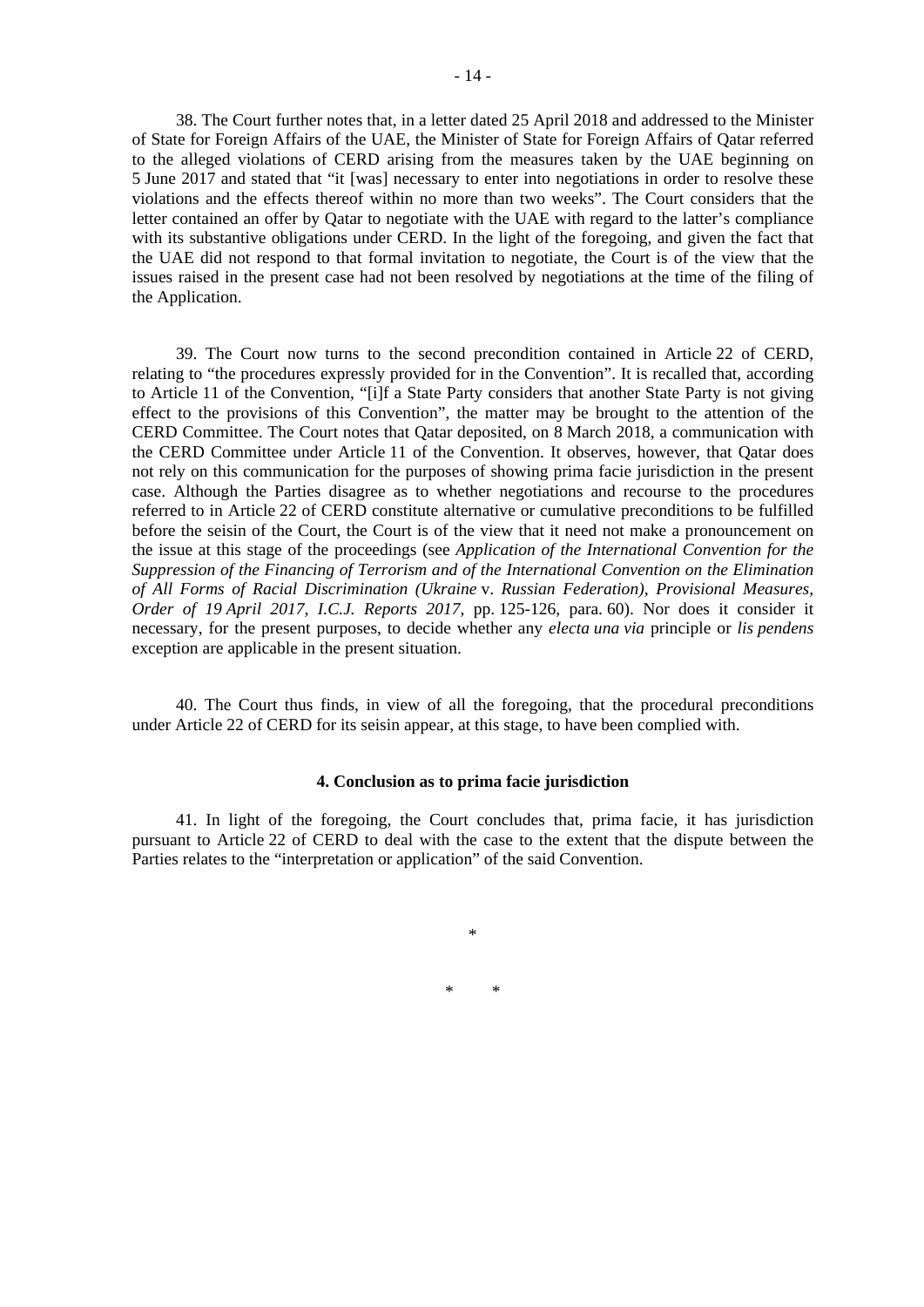38. The Court further notes that, in a letter dated 25 April 2018 and addressed to the Minister of State for Foreign Affairs of the UAE, the Minister of State for Foreign Affairs of Qatar referred to the alleged violations of CERD arising from the measures taken by the UAE beginning on 5 June 2017 and stated that "it [was] necessary to enter into negotiations in order to resolve these violations and the effects thereof within no more than two weeks". The Court considers that the letter contained an offer by Qatar to negotiate with the UAE with regard to the latter's compliance with its substantive obligations under CERD. In the light of the foregoing, and given the fact that the UAE did not respond to that formal invitation to negotiate, the Court is of the view that the issues raised in the present case had not been resolved by negotiations at the time of the filing of the Application.

39. The Court now turns to the second precondition contained in Article 22 of CERD, relating to "the procedures expressly provided for in the Convention". It is recalled that, according to Article 11 of the Convention, "[i]f a State Party considers that another State Party is not giving effect to the provisions of this Convention", the matter may be brought to the attention of the CERD Committee. The Court notes that Qatar deposited, on 8 March 2018, a communication with the CERD Committee under Article 11 of the Convention. It observes, however, that Qatar does not rely on this communication for the purposes of showing prima facie jurisdiction in the present case. Although the Parties disagree as to whether negotiations and recourse to the procedures referred to in Article 22 of CERD constitute alternative or cumulative preconditions to be fulfilled before the seisin of the Court, the Court is of the view that it need not make a pronouncement on the issue at this stage of the proceedings (see *Application of the International Convention for the Suppression of the Financing of Terrorism and of the International Convention on the Elimination of All Forms of Racial Discrimination (Ukraine* v. *Russian Federation), Provisional Measures, Order of 19 April 2017, I.C.J. Reports 2017*, pp. 125-126, para. 60). Nor does it consider it necessary, for the present purposes, to decide whether any *electa una via* principle or *lis pendens* exception are applicable in the present situation.

40. The Court thus finds, in view of all the foregoing, that the procedural preconditions under Article 22 of CERD for its seisin appear, at this stage, to have been complied with.

#### 4. Conclusion as to prima facie jurisdiction

41. In light of the foregoing, the Court concludes that, prima facie, it has jurisdiction pursuant to Article 22 of CERD to deal with the case to the extent that the dispute between the Parties relates to the "interpretation or application" of the said Convention.

\*

\*　　\*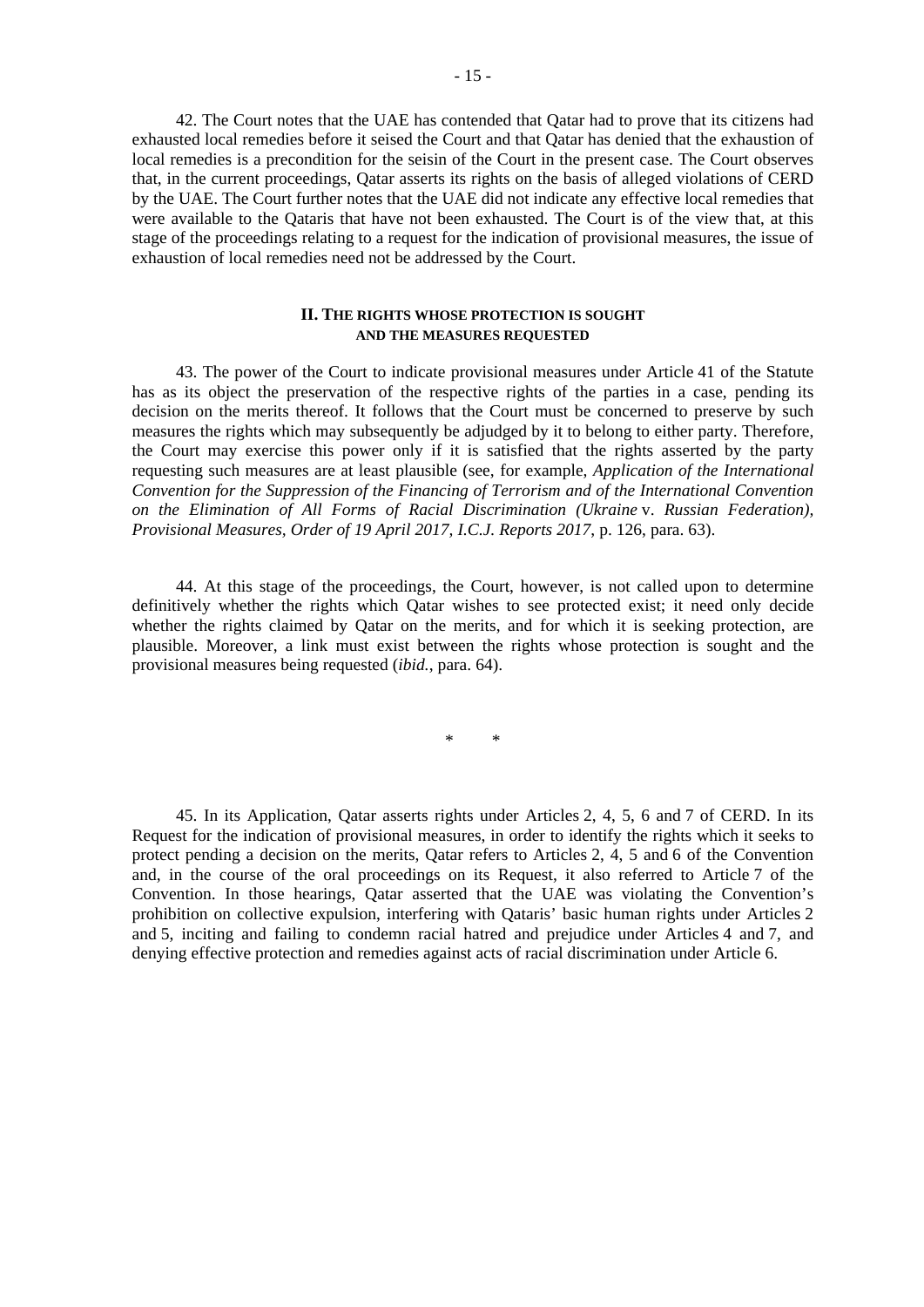42. The Court notes that the UAE has contended that Qatar had to prove that its citizens had exhausted local remedies before it seised the Court and that Qatar has denied that the exhaustion of local remedies is a precondition for the seisin of the Court in the present case. The Court observes that, in the current proceedings, Qatar asserts its rights on the basis of alleged violations of CERD by the UAE. The Court further notes that the UAE did not indicate any effective local remedies that were available to the Qataris that have not been exhausted. The Court is of the view that, at this stage of the proceedings relating to a request for the indication of provisional measures, the issue of exhaustion of local remedies need not be addressed by the Court.

## II. THE RIGHTS WHOSE PROTECTION IS SOUGHT AND THE MEASURES REQUESTED

43. The power of the Court to indicate provisional measures under Article 41 of the Statute has as its object the preservation of the respective rights of the parties in a case, pending its decision on the merits thereof. It follows that the Court must be concerned to preserve by such measures the rights which may subsequently be adjudged by it to belong to either party. Therefore, the Court may exercise this power only if it is satisfied that the rights asserted by the party requesting such measures are at least plausible (see, for example, *Application of the International Convention for the Suppression of the Financing of Terrorism and of the International Convention on the Elimination of All Forms of Racial Discrimination (Ukraine* v. *Russian Federation), Provisional Measures, Order of 19 April 2017, I.C.J. Reports 2017*, p. 126, para. 63).

44. At this stage of the proceedings, the Court, however, is not called upon to determine definitively whether the rights which Qatar wishes to see protected exist; it need only decide whether the rights claimed by Qatar on the merits, and for which it is seeking protection, are plausible. Moreover, a link must exist between the rights whose protection is sought and the provisional measures being requested (*ibid.*, para. 64).

\*　　\*

45. In its Application, Qatar asserts rights under Articles 2, 4, 5, 6 and 7 of CERD. In its Request for the indication of provisional measures, in order to identify the rights which it seeks to protect pending a decision on the merits, Qatar refers to Articles 2, 4, 5 and 6 of the Convention and, in the course of the oral proceedings on its Request, it also referred to Article 7 of the Convention. In those hearings, Qatar asserted that the UAE was violating the Convention's prohibition on collective expulsion, interfering with Qataris' basic human rights under Articles 2 and 5, inciting and failing to condemn racial hatred and prejudice under Articles 4 and 7, and denying effective protection and remedies against acts of racial discrimination under Article 6.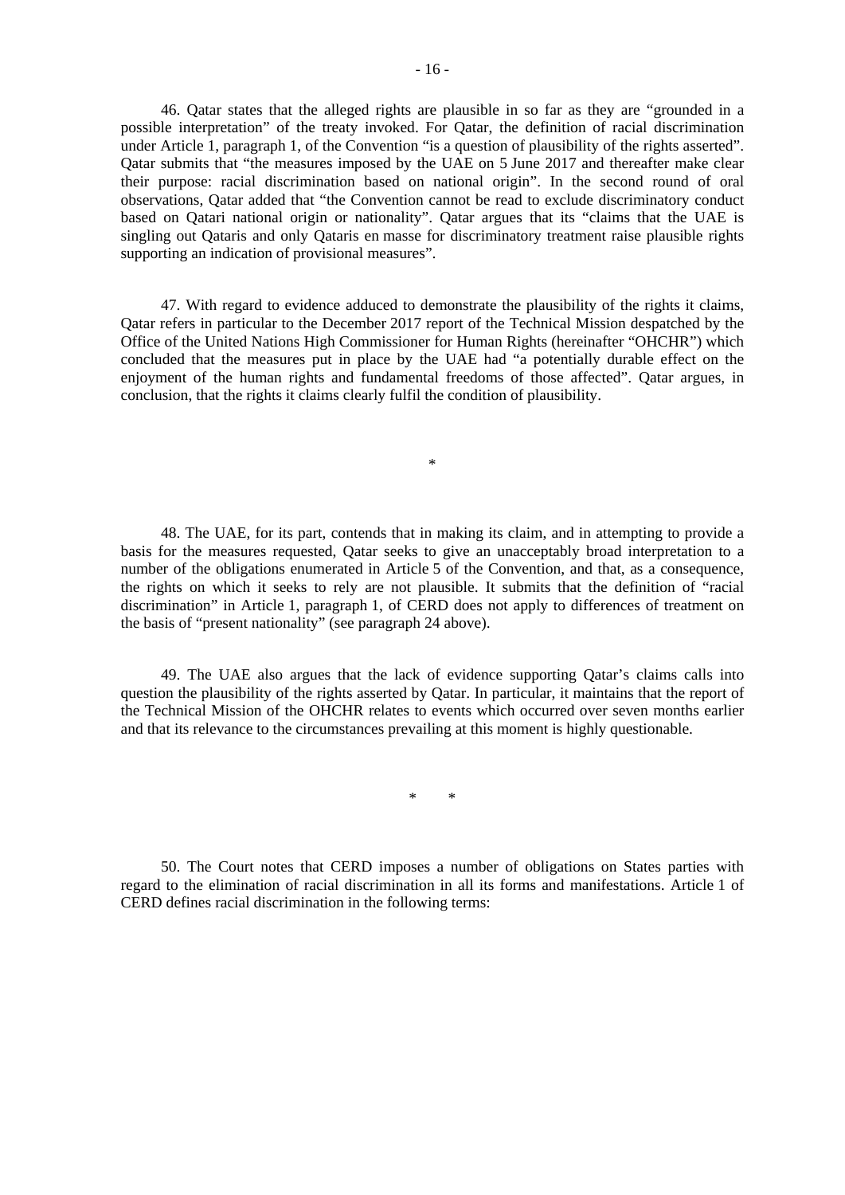46. Qatar states that the alleged rights are plausible in so far as they are "grounded in a possible interpretation" of the treaty invoked. For Qatar, the definition of racial discrimination under Article 1, paragraph 1, of the Convention "is a question of plausibility of the rights asserted". Qatar submits that "the measures imposed by the UAE on 5 June 2017 and thereafter make clear their purpose: racial discrimination based on national origin". In the second round of oral observations, Qatar added that "the Convention cannot be read to exclude discriminatory conduct based on Qatari national origin or nationality". Qatar argues that its "claims that the UAE is singling out Qataris and only Qataris en masse for discriminatory treatment raise plausible rights supporting an indication of provisional measures".

47. With regard to evidence adduced to demonstrate the plausibility of the rights it claims, Qatar refers in particular to the December 2017 report of the Technical Mission despatched by the Office of the United Nations High Commissioner for Human Rights (hereinafter "OHCHR") which concluded that the measures put in place by the UAE had "a potentially durable effect on the enjoyment of the human rights and fundamental freedoms of those affected". Qatar argues, in conclusion, that the rights it claims clearly fulfil the condition of plausibility.

\*

48. The UAE, for its part, contends that in making its claim, and in attempting to provide a basis for the measures requested, Qatar seeks to give an unacceptably broad interpretation to a number of the obligations enumerated in Article 5 of the Convention, and that, as a consequence, the rights on which it seeks to rely are not plausible. It submits that the definition of "racial discrimination" in Article 1, paragraph 1, of CERD does not apply to differences of treatment on the basis of "present nationality" (see paragraph 24 above).

49. The UAE also argues that the lack of evidence supporting Qatar's claims calls into question the plausibility of the rights asserted by Qatar. In particular, it maintains that the report of the Technical Mission of the OHCHR relates to events which occurred over seven months earlier and that its relevance to the circumstances prevailing at this moment is highly questionable.

\* \*

50. The Court notes that CERD imposes a number of obligations on States parties with regard to the elimination of racial discrimination in all its forms and manifestations. Article 1 of CERD defines racial discrimination in the following terms: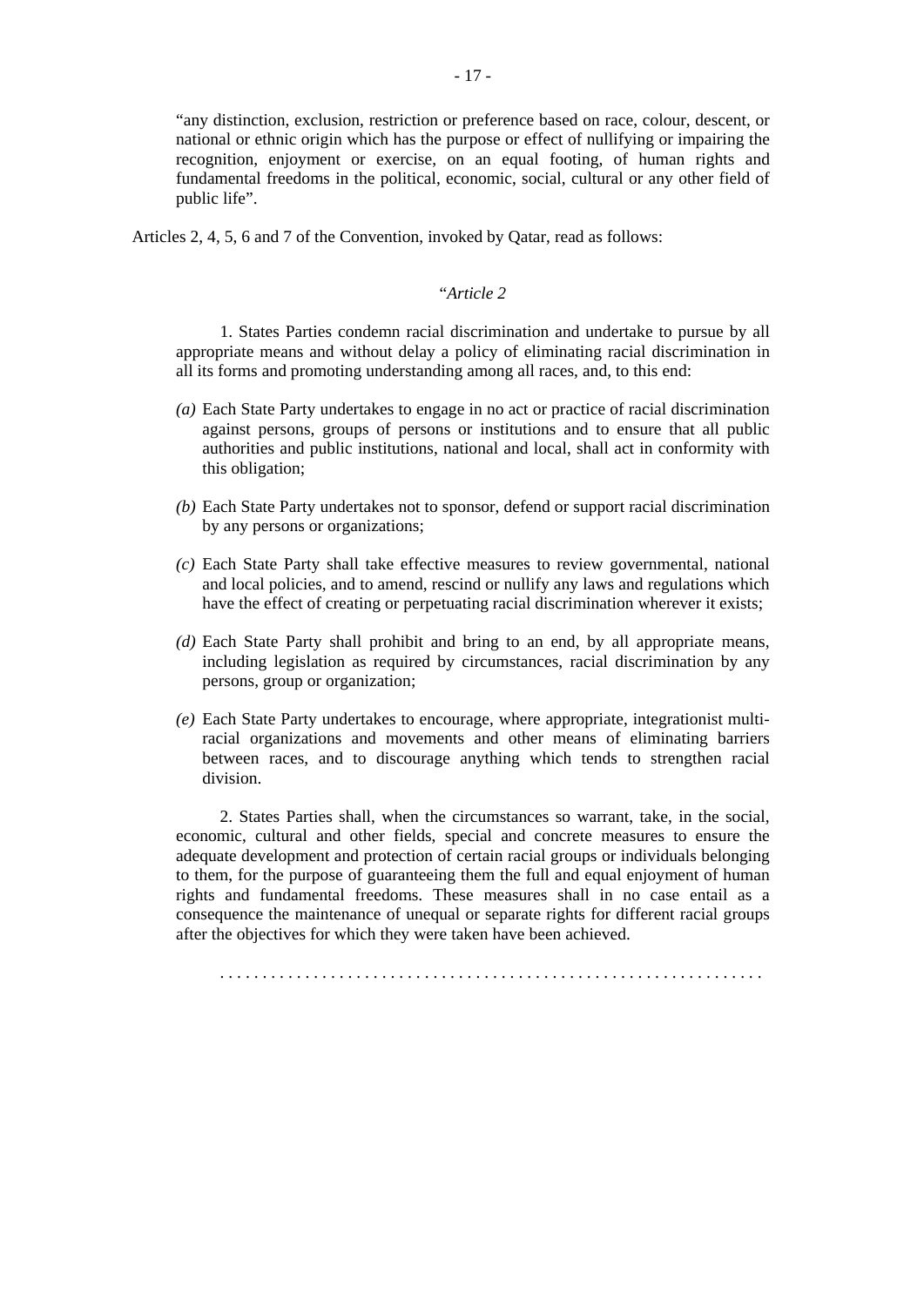"any distinction, exclusion, restriction or preference based on race, colour, descent, or national or ethnic origin which has the purpose or effect of nullifying or impairing the recognition, enjoyment or exercise, on an equal footing, of human rights and fundamental freedoms in the political, economic, social, cultural or any other field of public life".

Articles 2, 4, 5, 6 and 7 of the Convention, invoked by Qatar, read as follows:

"*Article 2*

1. States Parties condemn racial discrimination and undertake to pursue by all appropriate means and without delay a policy of eliminating racial discrimination in all its forms and promoting understanding among all races, and, to this end:

*(a)* Each State Party undertakes to engage in no act or practice of racial discrimination against persons, groups of persons or institutions and to ensure that all public authorities and public institutions, national and local, shall act in conformity with this obligation;

*(b)* Each State Party undertakes not to sponsor, defend or support racial discrimination by any persons or organizations;

*(c)* Each State Party shall take effective measures to review governmental, national and local policies, and to amend, rescind or nullify any laws and regulations which have the effect of creating or perpetuating racial discrimination wherever it exists;

*(d)* Each State Party shall prohibit and bring to an end, by all appropriate means, including legislation as required by circumstances, racial discrimination by any persons, group or organization;

*(e)* Each State Party undertakes to encourage, where appropriate, integrationist multi-racial organizations and movements and other means of eliminating barriers between races, and to discourage anything which tends to strengthen racial division.

2. States Parties shall, when the circumstances so warrant, take, in the social, economic, cultural and other fields, special and concrete measures to ensure the adequate development and protection of certain racial groups or individuals belonging to them, for the purpose of guaranteeing them the full and equal enjoyment of human rights and fundamental freedoms. These measures shall in no case entail as a consequence the maintenance of unequal or separate rights for different racial groups after the objectives for which they were taken have been achieved.

. . . . . . . . . . . . . . . . . . . . . . . . . . . . . . . . . . . . . . . . . . . . . . . . . . . . . . . . . . . . . . .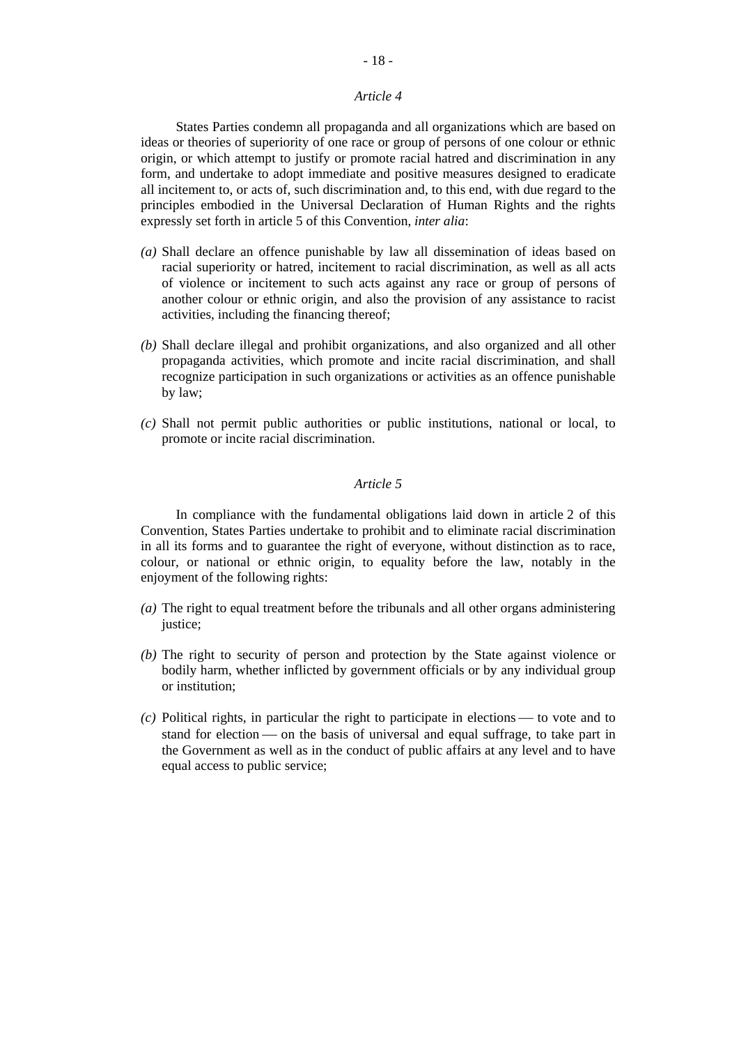*Article 4*

States Parties condemn all propaganda and all organizations which are based on ideas or theories of superiority of one race or group of persons of one colour or ethnic origin, or which attempt to justify or promote racial hatred and discrimination in any form, and undertake to adopt immediate and positive measures designed to eradicate all incitement to, or acts of, such discrimination and, to this end, with due regard to the principles embodied in the Universal Declaration of Human Rights and the rights expressly set forth in article 5 of this Convention, *inter alia*:

*(a)* Shall declare an offence punishable by law all dissemination of ideas based on racial superiority or hatred, incitement to racial discrimination, as well as all acts of violence or incitement to such acts against any race or group of persons of another colour or ethnic origin, and also the provision of any assistance to racist activities, including the financing thereof;

*(b)* Shall declare illegal and prohibit organizations, and also organized and all other propaganda activities, which promote and incite racial discrimination, and shall recognize participation in such organizations or activities as an offence punishable by law;

*(c)* Shall not permit public authorities or public institutions, national or local, to promote or incite racial discrimination.

*Article 5*

In compliance with the fundamental obligations laid down in article 2 of this Convention, States Parties undertake to prohibit and to eliminate racial discrimination in all its forms and to guarantee the right of everyone, without distinction as to race, colour, or national or ethnic origin, to equality before the law, notably in the enjoyment of the following rights:

*(a)* The right to equal treatment before the tribunals and all other organs administering justice;

*(b)* The right to security of person and protection by the State against violence or bodily harm, whether inflicted by government officials or by any individual group or institution;

*(c)* Political rights, in particular the right to participate in elections — to vote and to stand for election — on the basis of universal and equal suffrage, to take part in the Government as well as in the conduct of public affairs at any level and to have equal access to public service;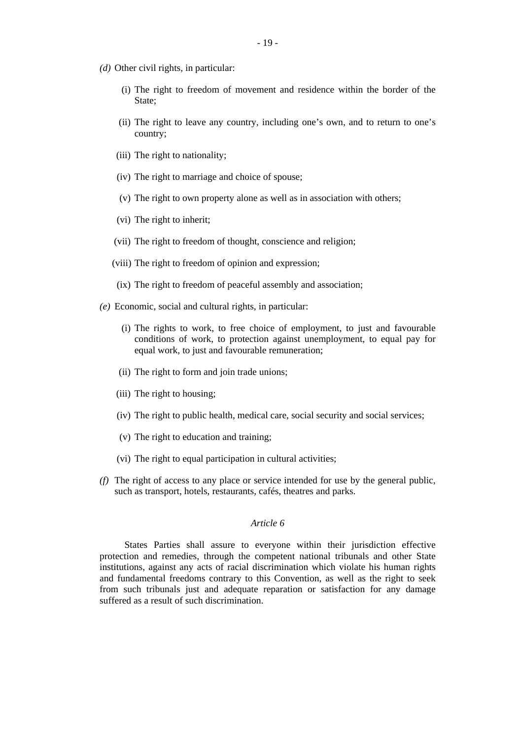*(d)* Other civil rights, in particular:

(i) The right to freedom of movement and residence within the border of the State;

(ii) The right to leave any country, including one's own, and to return to one's country;

(iii) The right to nationality;

(iv) The right to marriage and choice of spouse;

(v) The right to own property alone as well as in association with others;

(vi) The right to inherit;

(vii) The right to freedom of thought, conscience and religion;

(viii) The right to freedom of opinion and expression;

(ix) The right to freedom of peaceful assembly and association;

*(e)* Economic, social and cultural rights, in particular:

(i) The rights to work, to free choice of employment, to just and favourable conditions of work, to protection against unemployment, to equal pay for equal work, to just and favourable remuneration;

(ii) The right to form and join trade unions;

(iii) The right to housing;

(iv) The right to public health, medical care, social security and social services;

(v) The right to education and training;

(vi) The right to equal participation in cultural activities;

*(f)* The right of access to any place or service intended for use by the general public, such as transport, hotels, restaurants, cafés, theatres and parks.

### *Article 6*

States Parties shall assure to everyone within their jurisdiction effective protection and remedies, through the competent national tribunals and other State institutions, against any acts of racial discrimination which violate his human rights and fundamental freedoms contrary to this Convention, as well as the right to seek from such tribunals just and adequate reparation or satisfaction for any damage suffered as a result of such discrimination.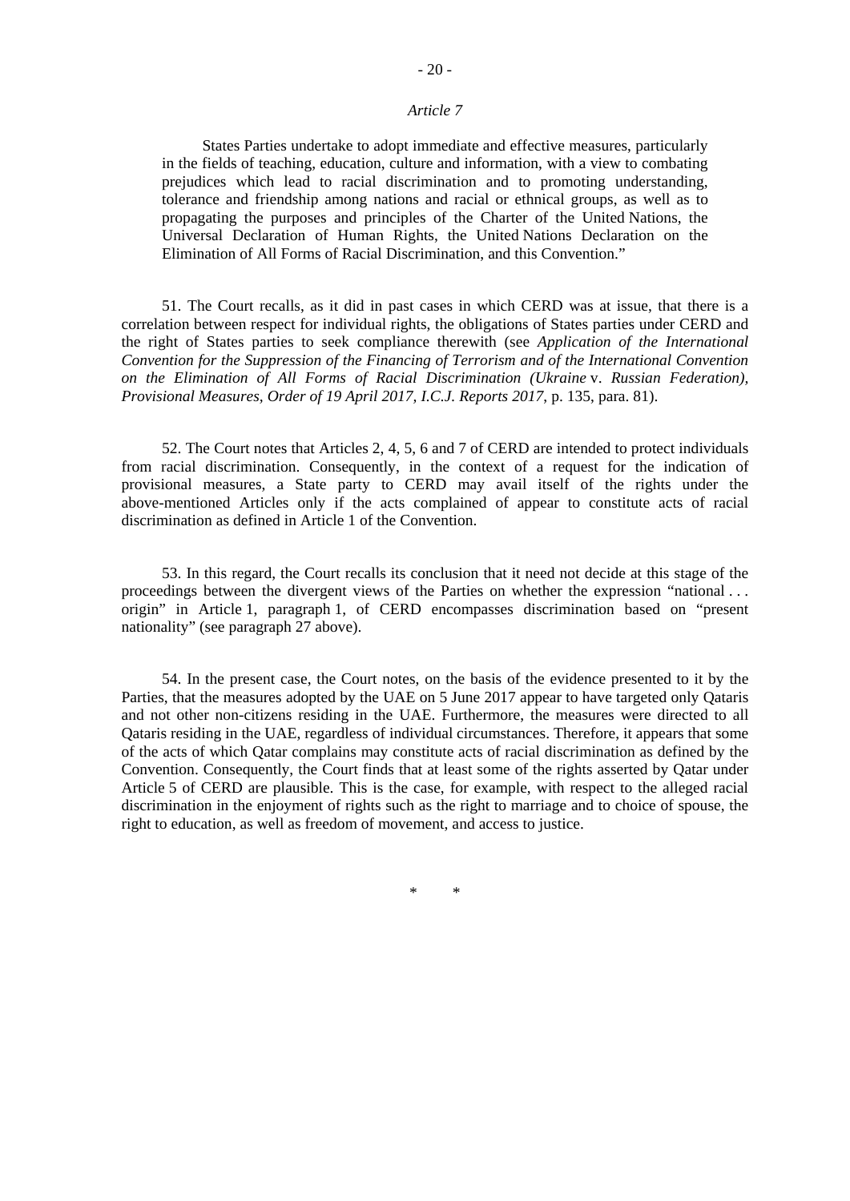*Article 7*

States Parties undertake to adopt immediate and effective measures, particularly in the fields of teaching, education, culture and information, with a view to combating prejudices which lead to racial discrimination and to promoting understanding, tolerance and friendship among nations and racial or ethnical groups, as well as to propagating the purposes and principles of the Charter of the United Nations, the Universal Declaration of Human Rights, the United Nations Declaration on the Elimination of All Forms of Racial Discrimination, and this Convention."

51. The Court recalls, as it did in past cases in which CERD was at issue, that there is a correlation between respect for individual rights, the obligations of States parties under CERD and the right of States parties to seek compliance therewith (see *Application of the International Convention for the Suppression of the Financing of Terrorism and of the International Convention on the Elimination of All Forms of Racial Discrimination (Ukraine* v. *Russian Federation), Provisional Measures, Order of 19 April 2017, I.C.J. Reports 2017*, p. 135, para. 81).

52. The Court notes that Articles 2, 4, 5, 6 and 7 of CERD are intended to protect individuals from racial discrimination. Consequently, in the context of a request for the indication of provisional measures, a State party to CERD may avail itself of the rights under the above-mentioned Articles only if the acts complained of appear to constitute acts of racial discrimination as defined in Article 1 of the Convention.

53. In this regard, the Court recalls its conclusion that it need not decide at this stage of the proceedings between the divergent views of the Parties on whether the expression "national . . . origin" in Article 1, paragraph 1, of CERD encompasses discrimination based on "present nationality" (see paragraph 27 above).

54. In the present case, the Court notes, on the basis of the evidence presented to it by the Parties, that the measures adopted by the UAE on 5 June 2017 appear to have targeted only Qataris and not other non-citizens residing in the UAE. Furthermore, the measures were directed to all Qataris residing in the UAE, regardless of individual circumstances. Therefore, it appears that some of the acts of which Qatar complains may constitute acts of racial discrimination as defined by the Convention. Consequently, the Court finds that at least some of the rights asserted by Qatar under Article 5 of CERD are plausible. This is the case, for example, with respect to the alleged racial discrimination in the enjoyment of rights such as the right to marriage and to choice of spouse, the right to education, as well as freedom of movement, and access to justice.

\*        \*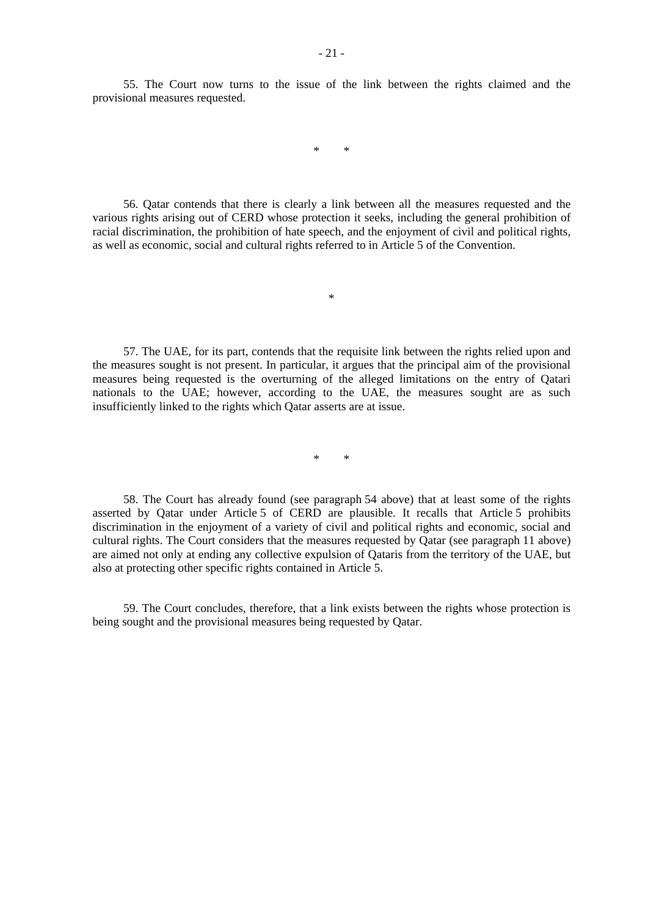55. The Court now turns to the issue of the link between the rights claimed and the provisional measures requested.

\* \*

56. Qatar contends that there is clearly a link between all the measures requested and the various rights arising out of CERD whose protection it seeks, including the general prohibition of racial discrimination, the prohibition of hate speech, and the enjoyment of civil and political rights, as well as economic, social and cultural rights referred to in Article 5 of the Convention.

\*

57. The UAE, for its part, contends that the requisite link between the rights relied upon and the measures sought is not present. In particular, it argues that the principal aim of the provisional measures being requested is the overturning of the alleged limitations on the entry of Qatari nationals to the UAE; however, according to the UAE, the measures sought are as such insufficiently linked to the rights which Qatar asserts are at issue.

\* \*

58. The Court has already found (see paragraph 54 above) that at least some of the rights asserted by Qatar under Article 5 of CERD are plausible. It recalls that Article 5 prohibits discrimination in the enjoyment of a variety of civil and political rights and economic, social and cultural rights. The Court considers that the measures requested by Qatar (see paragraph 11 above) are aimed not only at ending any collective expulsion of Qataris from the territory of the UAE, but also at protecting other specific rights contained in Article 5.

59. The Court concludes, therefore, that a link exists between the rights whose protection is being sought and the provisional measures being requested by Qatar.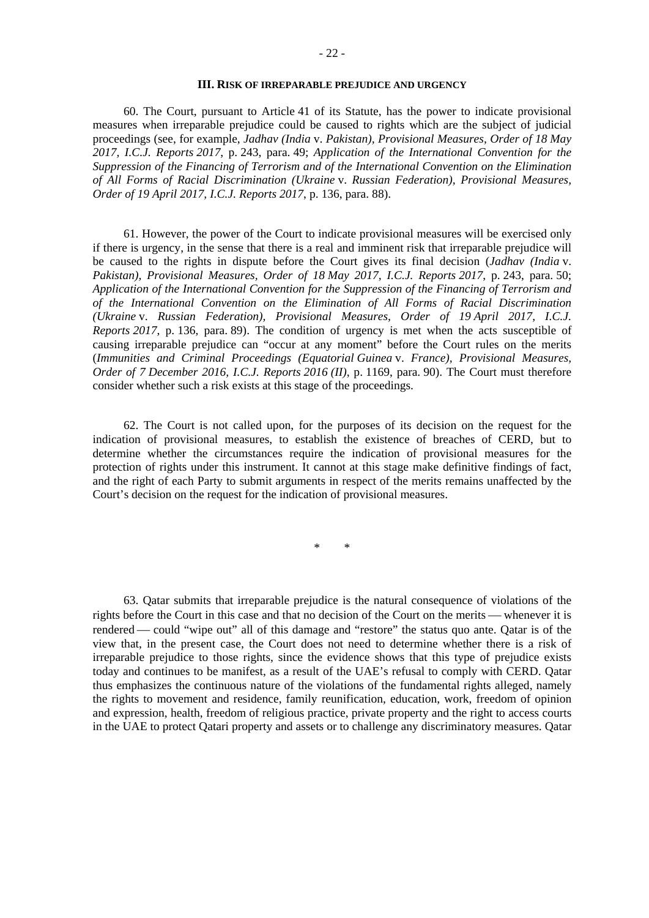### III. RISK OF IRREPARABLE PREJUDICE AND URGENCY

60. The Court, pursuant to Article 41 of its Statute, has the power to indicate provisional measures when irreparable prejudice could be caused to rights which are the subject of judicial proceedings (see, for example, *Jadhav (India* v. *Pakistan), Provisional Measures, Order of 18 May 2017, I.C.J. Reports 2017*, p. 243, para. 49; *Application of the International Convention for the Suppression of the Financing of Terrorism and of the International Convention on the Elimination of All Forms of Racial Discrimination (Ukraine* v. *Russian Federation), Provisional Measures, Order of 19 April 2017, I.C.J. Reports 2017*, p. 136, para. 88).

61. However, the power of the Court to indicate provisional measures will be exercised only if there is urgency, in the sense that there is a real and imminent risk that irreparable prejudice will be caused to the rights in dispute before the Court gives its final decision (*Jadhav (India* v. *Pakistan), Provisional Measures, Order of 18 May 2017, I.C.J. Reports 2017*, p. 243, para. 50; *Application of the International Convention for the Suppression of the Financing of Terrorism and of the International Convention on the Elimination of All Forms of Racial Discrimination (Ukraine* v. *Russian Federation), Provisional Measures, Order of 19 April 2017, I.C.J. Reports 2017*, p. 136, para. 89). The condition of urgency is met when the acts susceptible of causing irreparable prejudice can "occur at any moment" before the Court rules on the merits (*Immunities and Criminal Proceedings (Equatorial Guinea* v. *France), Provisional Measures, Order of 7 December 2016, I.C.J. Reports 2016 (II)*, p. 1169, para. 90). The Court must therefore consider whether such a risk exists at this stage of the proceedings.

62. The Court is not called upon, for the purposes of its decision on the request for the indication of provisional measures, to establish the existence of breaches of CERD, but to determine whether the circumstances require the indication of provisional measures for the protection of rights under this instrument. It cannot at this stage make definitive findings of fact, and the right of each Party to submit arguments in respect of the merits remains unaffected by the Court's decision on the request for the indication of provisional measures.

\* \*

63. Qatar submits that irreparable prejudice is the natural consequence of violations of the rights before the Court in this case and that no decision of the Court on the merits — whenever it is rendered — could "wipe out" all of this damage and "restore" the status quo ante. Qatar is of the view that, in the present case, the Court does not need to determine whether there is a risk of irreparable prejudice to those rights, since the evidence shows that this type of prejudice exists today and continues to be manifest, as a result of the UAE's refusal to comply with CERD. Qatar thus emphasizes the continuous nature of the violations of the fundamental rights alleged, namely the rights to movement and residence, family reunification, education, work, freedom of opinion and expression, health, freedom of religious practice, private property and the right to access courts in the UAE to protect Qatari property and assets or to challenge any discriminatory measures. Qatar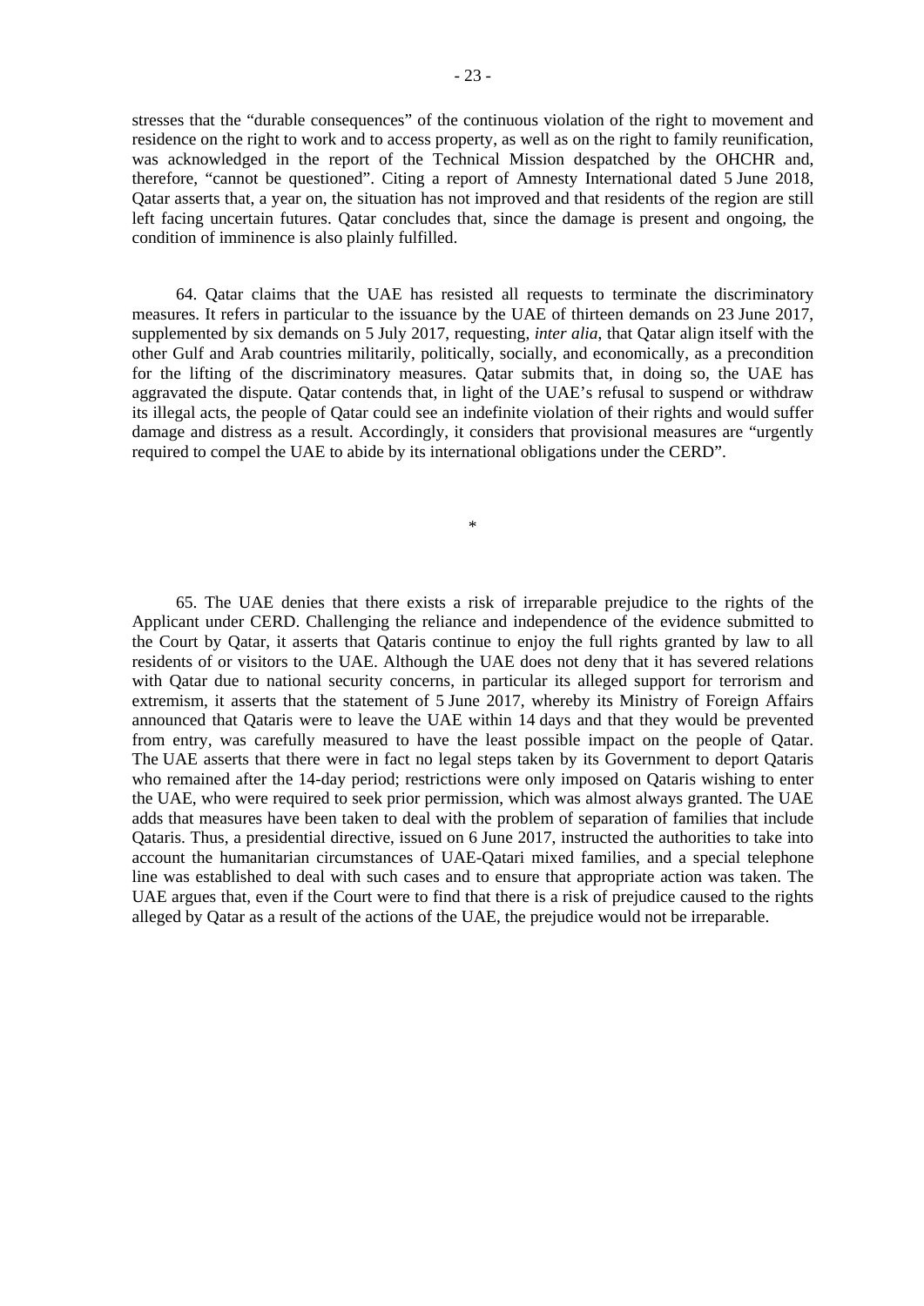stresses that the "durable consequences" of the continuous violation of the right to movement and residence on the right to work and to access property, as well as on the right to family reunification, was acknowledged in the report of the Technical Mission despatched by the OHCHR and, therefore, "cannot be questioned". Citing a report of Amnesty International dated 5 June 2018, Qatar asserts that, a year on, the situation has not improved and that residents of the region are still left facing uncertain futures. Qatar concludes that, since the damage is present and ongoing, the condition of imminence is also plainly fulfilled.

64. Qatar claims that the UAE has resisted all requests to terminate the discriminatory measures. It refers in particular to the issuance by the UAE of thirteen demands on 23 June 2017, supplemented by six demands on 5 July 2017, requesting, *inter alia*, that Qatar align itself with the other Gulf and Arab countries militarily, politically, socially, and economically, as a precondition for the lifting of the discriminatory measures. Qatar submits that, in doing so, the UAE has aggravated the dispute. Qatar contends that, in light of the UAE's refusal to suspend or withdraw its illegal acts, the people of Qatar could see an indefinite violation of their rights and would suffer damage and distress as a result. Accordingly, it considers that provisional measures are "urgently required to compel the UAE to abide by its international obligations under the CERD".

*

65. The UAE denies that there exists a risk of irreparable prejudice to the rights of the Applicant under CERD. Challenging the reliance and independence of the evidence submitted to the Court by Qatar, it asserts that Qataris continue to enjoy the full rights granted by law to all residents of or visitors to the UAE. Although the UAE does not deny that it has severed relations with Qatar due to national security concerns, in particular its alleged support for terrorism and extremism, it asserts that the statement of 5 June 2017, whereby its Ministry of Foreign Affairs announced that Qataris were to leave the UAE within 14 days and that they would be prevented from entry, was carefully measured to have the least possible impact on the people of Qatar. The UAE asserts that there were in fact no legal steps taken by its Government to deport Qataris who remained after the 14-day period; restrictions were only imposed on Qataris wishing to enter the UAE, who were required to seek prior permission, which was almost always granted. The UAE adds that measures have been taken to deal with the problem of separation of families that include Qataris. Thus, a presidential directive, issued on 6 June 2017, instructed the authorities to take into account the humanitarian circumstances of UAE-Qatari mixed families, and a special telephone line was established to deal with such cases and to ensure that appropriate action was taken. The UAE argues that, even if the Court were to find that there is a risk of prejudice caused to the rights alleged by Qatar as a result of the actions of the UAE, the prejudice would not be irreparable.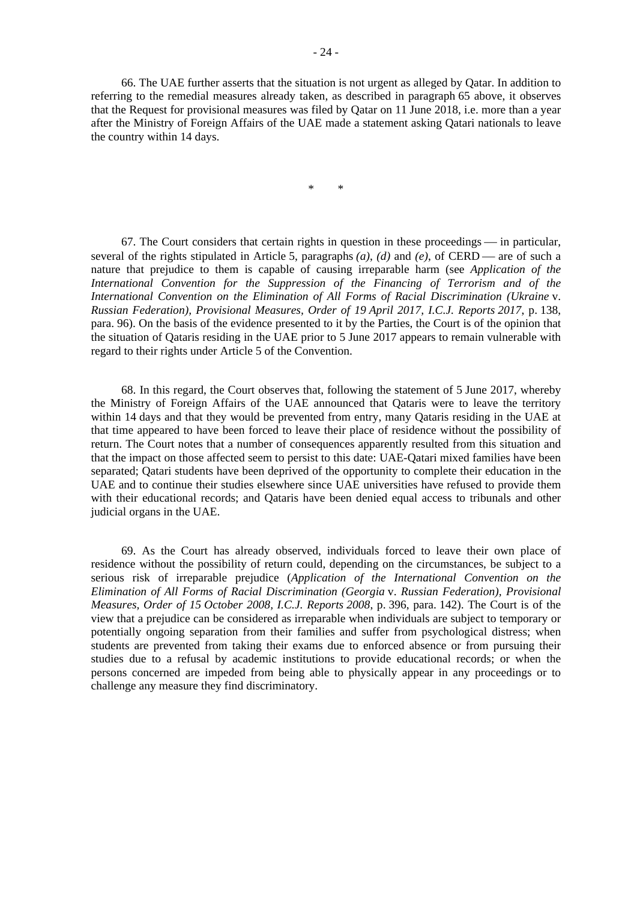66. The UAE further asserts that the situation is not urgent as alleged by Qatar. In addition to referring to the remedial measures already taken, as described in paragraph 65 above, it observes that the Request for provisional measures was filed by Qatar on 11 June 2018, i.e. more than a year after the Ministry of Foreign Affairs of the UAE made a statement asking Qatari nationals to leave the country within 14 days.

\* \*

67. The Court considers that certain rights in question in these proceedings — in particular, several of the rights stipulated in Article 5, paragraphs *(a)*, *(d)* and *(e)*, of CERD — are of such a nature that prejudice to them is capable of causing irreparable harm (see *Application of the International Convention for the Suppression of the Financing of Terrorism and of the International Convention on the Elimination of All Forms of Racial Discrimination (Ukraine* v. *Russian Federation), Provisional Measures, Order of 19 April 2017, I.C.J. Reports 2017*, p. 138, para. 96). On the basis of the evidence presented to it by the Parties, the Court is of the opinion that the situation of Qataris residing in the UAE prior to 5 June 2017 appears to remain vulnerable with regard to their rights under Article 5 of the Convention.

68. In this regard, the Court observes that, following the statement of 5 June 2017, whereby the Ministry of Foreign Affairs of the UAE announced that Qataris were to leave the territory within 14 days and that they would be prevented from entry, many Qataris residing in the UAE at that time appeared to have been forced to leave their place of residence without the possibility of return. The Court notes that a number of consequences apparently resulted from this situation and that the impact on those affected seem to persist to this date: UAE-Qatari mixed families have been separated; Qatari students have been deprived of the opportunity to complete their education in the UAE and to continue their studies elsewhere since UAE universities have refused to provide them with their educational records; and Qataris have been denied equal access to tribunals and other judicial organs in the UAE.

69. As the Court has already observed, individuals forced to leave their own place of residence without the possibility of return could, depending on the circumstances, be subject to a serious risk of irreparable prejudice (*Application of the International Convention on the Elimination of All Forms of Racial Discrimination (Georgia* v. *Russian Federation), Provisional Measures, Order of 15 October 2008, I.C.J. Reports 2008*, p. 396, para. 142). The Court is of the view that a prejudice can be considered as irreparable when individuals are subject to temporary or potentially ongoing separation from their families and suffer from psychological distress; when students are prevented from taking their exams due to enforced absence or from pursuing their studies due to a refusal by academic institutions to provide educational records; or when the persons concerned are impeded from being able to physically appear in any proceedings or to challenge any measure they find discriminatory.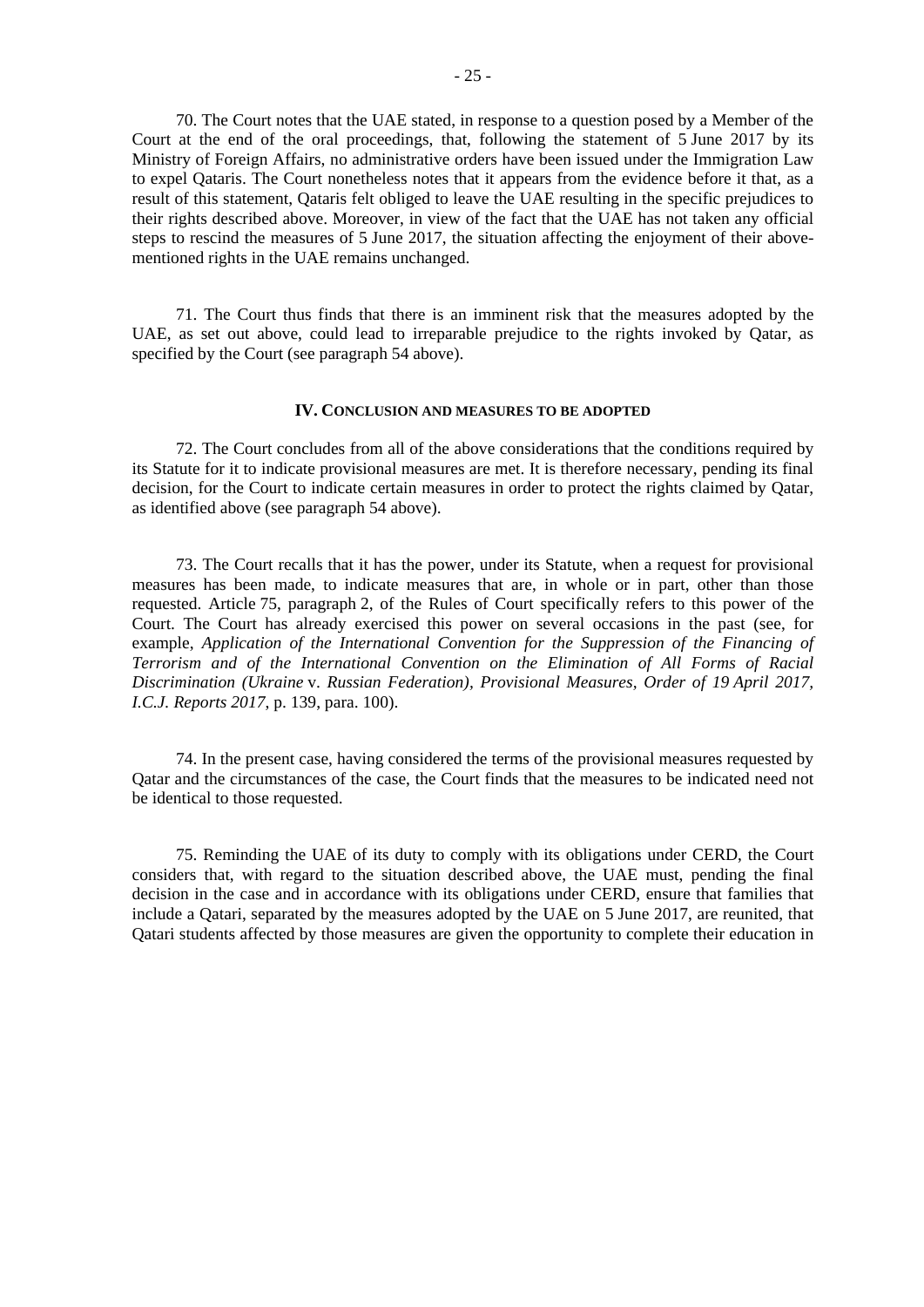70. The Court notes that the UAE stated, in response to a question posed by a Member of the Court at the end of the oral proceedings, that, following the statement of 5 June 2017 by its Ministry of Foreign Affairs, no administrative orders have been issued under the Immigration Law to expel Qataris. The Court nonetheless notes that it appears from the evidence before it that, as a result of this statement, Qataris felt obliged to leave the UAE resulting in the specific prejudices to their rights described above. Moreover, in view of the fact that the UAE has not taken any official steps to rescind the measures of 5 June 2017, the situation affecting the enjoyment of their above-mentioned rights in the UAE remains unchanged.

71. The Court thus finds that there is an imminent risk that the measures adopted by the UAE, as set out above, could lead to irreparable prejudice to the rights invoked by Qatar, as specified by the Court (see paragraph 54 above).

## IV. Conclusion and measures to be adopted

72. The Court concludes from all of the above considerations that the conditions required by its Statute for it to indicate provisional measures are met. It is therefore necessary, pending its final decision, for the Court to indicate certain measures in order to protect the rights claimed by Qatar, as identified above (see paragraph 54 above).

73. The Court recalls that it has the power, under its Statute, when a request for provisional measures has been made, to indicate measures that are, in whole or in part, other than those requested. Article 75, paragraph 2, of the Rules of Court specifically refers to this power of the Court. The Court has already exercised this power on several occasions in the past (see, for example, *Application of the International Convention for the Suppression of the Financing of Terrorism and of the International Convention on the Elimination of All Forms of Racial Discrimination (Ukraine* v. *Russian Federation), Provisional Measures, Order of 19 April 2017, I.C.J. Reports 2017*, p. 139, para. 100).

74. In the present case, having considered the terms of the provisional measures requested by Qatar and the circumstances of the case, the Court finds that the measures to be indicated need not be identical to those requested.

75. Reminding the UAE of its duty to comply with its obligations under CERD, the Court considers that, with regard to the situation described above, the UAE must, pending the final decision in the case and in accordance with its obligations under CERD, ensure that families that include a Qatari, separated by the measures adopted by the UAE on 5 June 2017, are reunited, that Qatari students affected by those measures are given the opportunity to complete their education in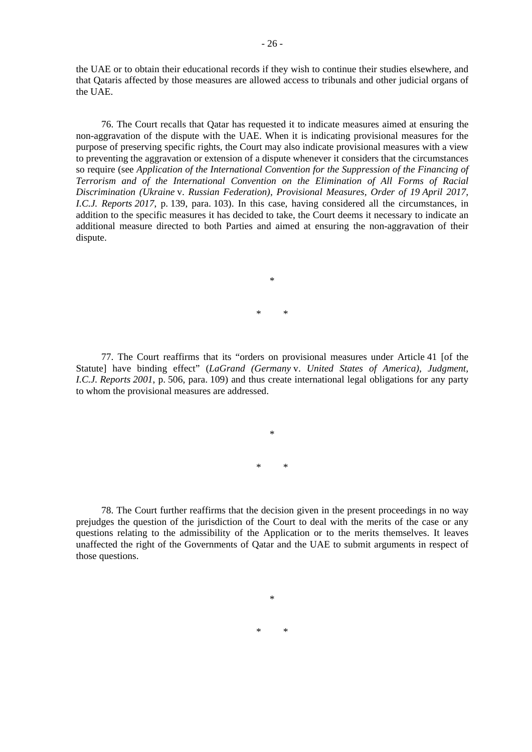the UAE or to obtain their educational records if they wish to continue their studies elsewhere, and that Qataris affected by those measures are allowed access to tribunals and other judicial organs of the UAE.

76. The Court recalls that Qatar has requested it to indicate measures aimed at ensuring the non-aggravation of the dispute with the UAE. When it is indicating provisional measures for the purpose of preserving specific rights, the Court may also indicate provisional measures with a view to preventing the aggravation or extension of a dispute whenever it considers that the circumstances so require (see *Application of the International Convention for the Suppression of the Financing of Terrorism and of the International Convention on the Elimination of All Forms of Racial Discrimination (Ukraine* v. *Russian Federation), Provisional Measures, Order of 19 April 2017, I.C.J. Reports 2017*, p. 139, para. 103). In this case, having considered all the circumstances, in addition to the specific measures it has decided to take, the Court deems it necessary to indicate an additional measure directed to both Parties and aimed at ensuring the non-aggravation of their dispute.

\*

\* \*

77. The Court reaffirms that its "orders on provisional measures under Article 41 [of the Statute] have binding effect" (*LaGrand (Germany* v. *United States of America), Judgment, I.C.J. Reports 2001*, p. 506, para. 109) and thus create international legal obligations for any party to whom the provisional measures are addressed.

\*

\* \*

78. The Court further reaffirms that the decision given in the present proceedings in no way prejudges the question of the jurisdiction of the Court to deal with the merits of the case or any questions relating to the admissibility of the Application or to the merits themselves. It leaves unaffected the right of the Governments of Qatar and the UAE to submit arguments in respect of those questions.

\*

\* \*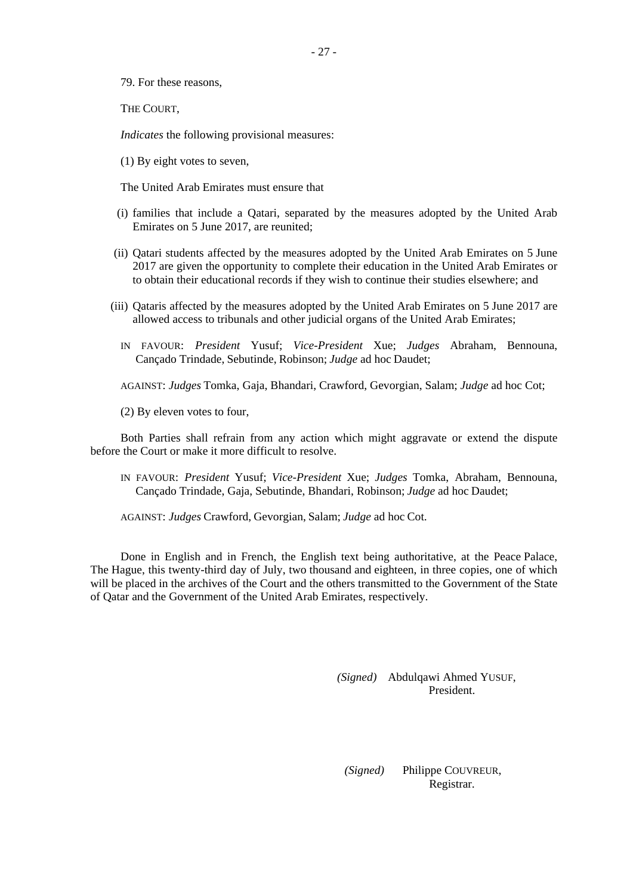79. For these reasons,

THE COURT,

*Indicates* the following provisional measures:

(1) By eight votes to seven,

The United Arab Emirates must ensure that

(i) families that include a Qatari, separated by the measures adopted by the United Arab Emirates on 5 June 2017, are reunited;

(ii) Qatari students affected by the measures adopted by the United Arab Emirates on 5 June 2017 are given the opportunity to complete their education in the United Arab Emirates or to obtain their educational records if they wish to continue their studies elsewhere; and

(iii) Qataris affected by the measures adopted by the United Arab Emirates on 5 June 2017 are allowed access to tribunals and other judicial organs of the United Arab Emirates;

IN FAVOUR: *President* Yusuf; *Vice-President* Xue; *Judges* Abraham, Bennouna, Cançado Trindade, Sebutinde, Robinson; *Judge* ad hoc Daudet;

AGAINST: *Judges* Tomka, Gaja, Bhandari, Crawford, Gevorgian, Salam; *Judge* ad hoc Cot;

(2) By eleven votes to four,

Both Parties shall refrain from any action which might aggravate or extend the dispute before the Court or make it more difficult to resolve.

IN FAVOUR: *President* Yusuf; *Vice-President* Xue; *Judges* Tomka, Abraham, Bennouna, Cançado Trindade, Gaja, Sebutinde, Bhandari, Robinson; *Judge* ad hoc Daudet;

AGAINST: *Judges* Crawford, Gevorgian, Salam; *Judge* ad hoc Cot.

Done in English and in French, the English text being authoritative, at the Peace Palace, The Hague, this twenty-third day of July, two thousand and eighteen, in three copies, one of which will be placed in the archives of the Court and the others transmitted to the Government of the State of Qatar and the Government of the United Arab Emirates, respectively.

*(Signed)* Abdulqawi Ahmed YUSUF,
President.

*(Signed)* Philippe COUVREUR,
Registrar.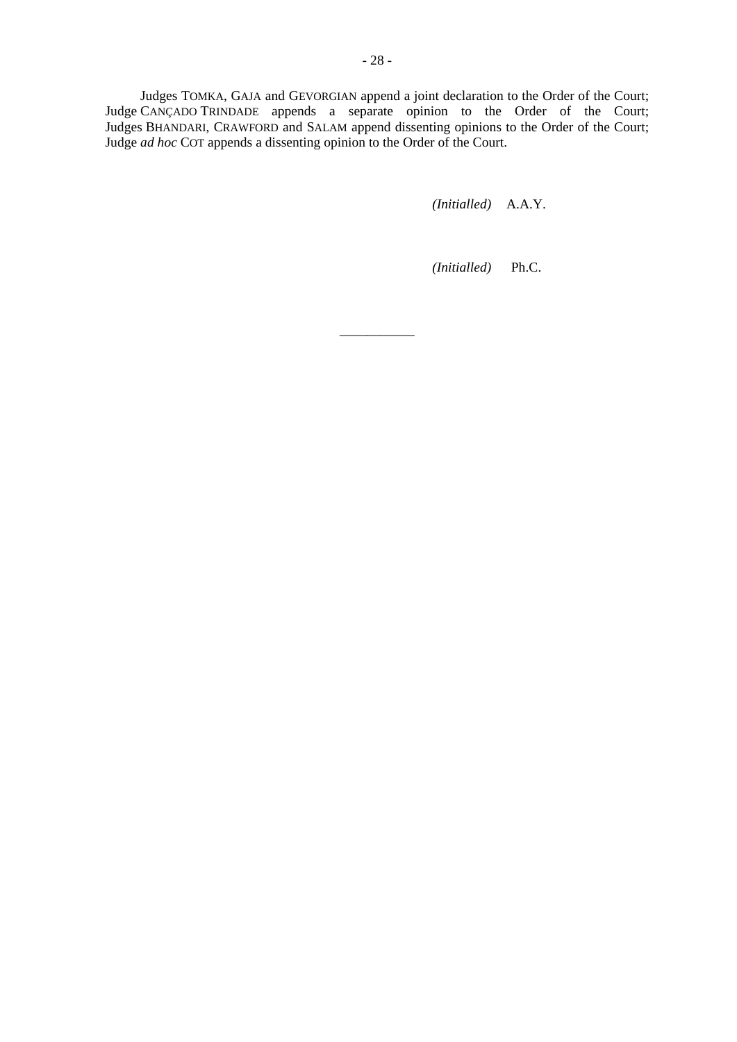Judges TOMKA, GAJA and GEVORGIAN append a joint declaration to the Order of the Court; Judge CANÇADO TRINDADE appends a separate opinion to the Order of the Court; Judges BHANDARI, CRAWFORD and SALAM append dissenting opinions to the Order of the Court; Judge *ad hoc* COT appends a dissenting opinion to the Order of the Court.

*(Initialled)* A.A.Y.

*(Initialled)* Ph.C.

___________